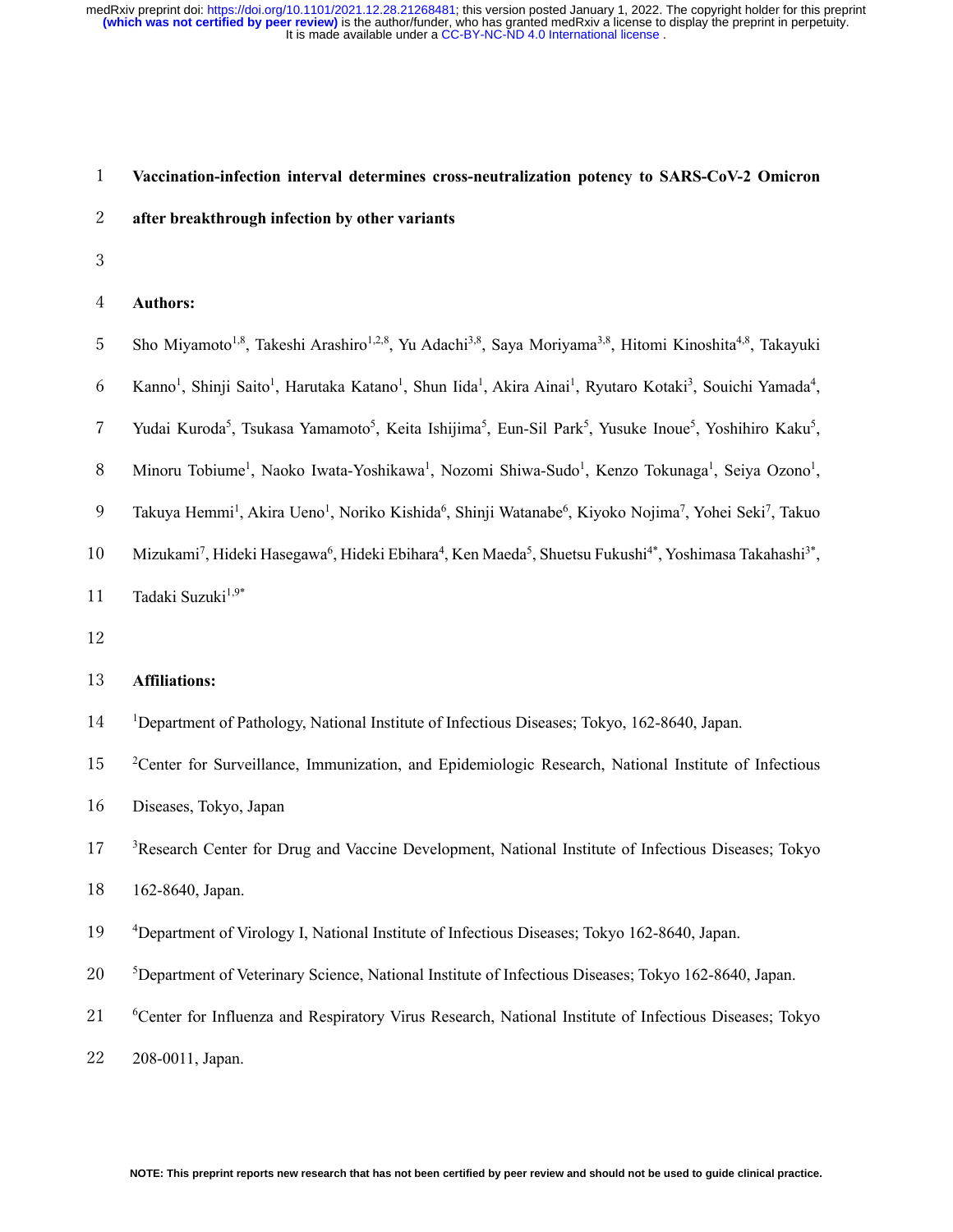# Vaccination-infection interval determines cross-neutralization potency to SARS-CoV-2 Omicron after breakthrough infection by other variants

**Authors:**

Sho Miyamoto[1,8], Takeshi Arashiro[1,2,8], Yu Adachi[3,8], Saya Moriyama[3,8], Hitomi Kinoshita[4,8], Takayuki Kanno[1], Shinji Saito[1], Harutaka Katano[1], Shun Iida[1], Akira Ainai[1], Ryutaro Kotaki[3], Souichi Yamada[4], Yudai Kuroda[5], Tsukasa Yamamoto[5], Keita Ishijima[5], Eun-Sil Park[5], Yusuke Inoue[5], Yoshihiro Kaku[5], Minoru Tobiume[1], Naoko Iwata-Yoshikawa[1], Nozomi Shiwa-Sudo[1], Kenzo Tokunaga[1], Seiya Ozono[1], Takuya Hemmi[1], Akira Ueno[1], Noriko Kishida[6], Shinji Watanabe[6], Kiyoko Nojima[7], Yohei Seki[7], Takuo Mizukami[7], Hideki Hasegawa[6], Hideki Ebihara[4], Ken Maeda[5], Shuetsu Fukushi[4*], Yoshimasa Takahashi[3*], Tadaki Suzuki[1,9*]

**Affiliations:**

[1]Department of Pathology, National Institute of Infectious Diseases; Tokyo, 162-8640, Japan.

[2]Center for Surveillance, Immunization, and Epidemiologic Research, National Institute of Infectious Diseases, Tokyo, Japan

[3]Research Center for Drug and Vaccine Development, National Institute of Infectious Diseases; Tokyo 162-8640, Japan.

[4]Department of Virology I, National Institute of Infectious Diseases; Tokyo 162-8640, Japan.

[5]Department of Veterinary Science, National Institute of Infectious Diseases; Tokyo 162-8640, Japan.

[6]Center for Influenza and Respiratory Virus Research, National Institute of Infectious Diseases; Tokyo 208-0011, Japan.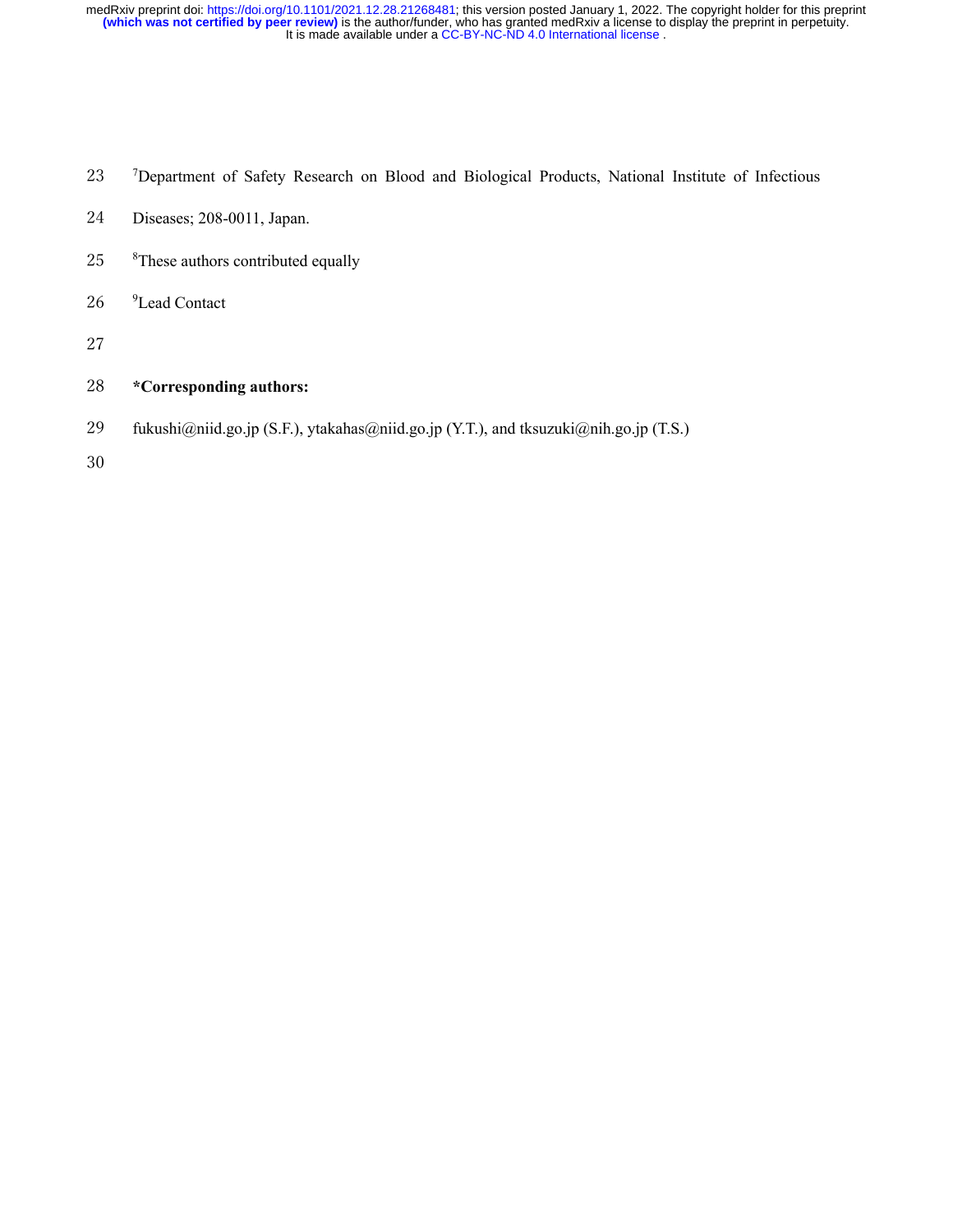[7]Department of Safety Research on Blood and Biological Products, National Institute of Infectious Diseases; 208-0011, Japan.

[8]These authors contributed equally

[9]Lead Contact

**\*Corresponding authors:**

fukushi@niid.go.jp (S.F.), ytakahas@niid.go.jp (Y.T.), and tksuzuki@nih.go.jp (T.S.)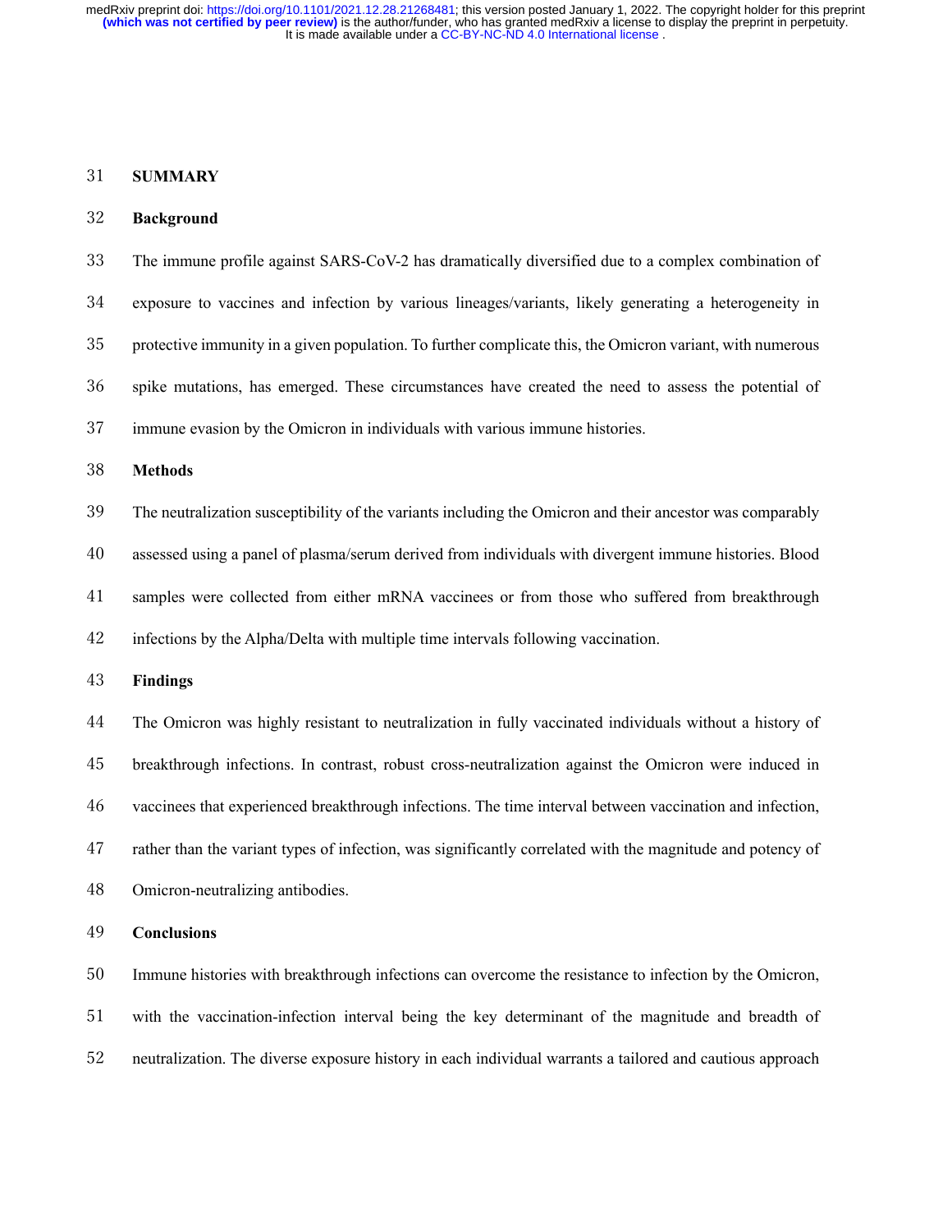## SUMMARY

### Background

The immune profile against SARS-CoV-2 has dramatically diversified due to a complex combination of exposure to vaccines and infection by various lineages/variants, likely generating a heterogeneity in protective immunity in a given population. To further complicate this, the Omicron variant, with numerous spike mutations, has emerged. These circumstances have created the need to assess the potential of immune evasion by the Omicron in individuals with various immune histories.

### Methods

The neutralization susceptibility of the variants including the Omicron and their ancestor was comparably assessed using a panel of plasma/serum derived from individuals with divergent immune histories. Blood samples were collected from either mRNA vaccinees or from those who suffered from breakthrough infections by the Alpha/Delta with multiple time intervals following vaccination.

### Findings

The Omicron was highly resistant to neutralization in fully vaccinated individuals without a history of breakthrough infections. In contrast, robust cross-neutralization against the Omicron were induced in vaccinees that experienced breakthrough infections. The time interval between vaccination and infection, rather than the variant types of infection, was significantly correlated with the magnitude and potency of Omicron-neutralizing antibodies.

### Conclusions

Immune histories with breakthrough infections can overcome the resistance to infection by the Omicron, with the vaccination-infection interval being the key determinant of the magnitude and breadth of neutralization. The diverse exposure history in each individual warrants a tailored and cautious approach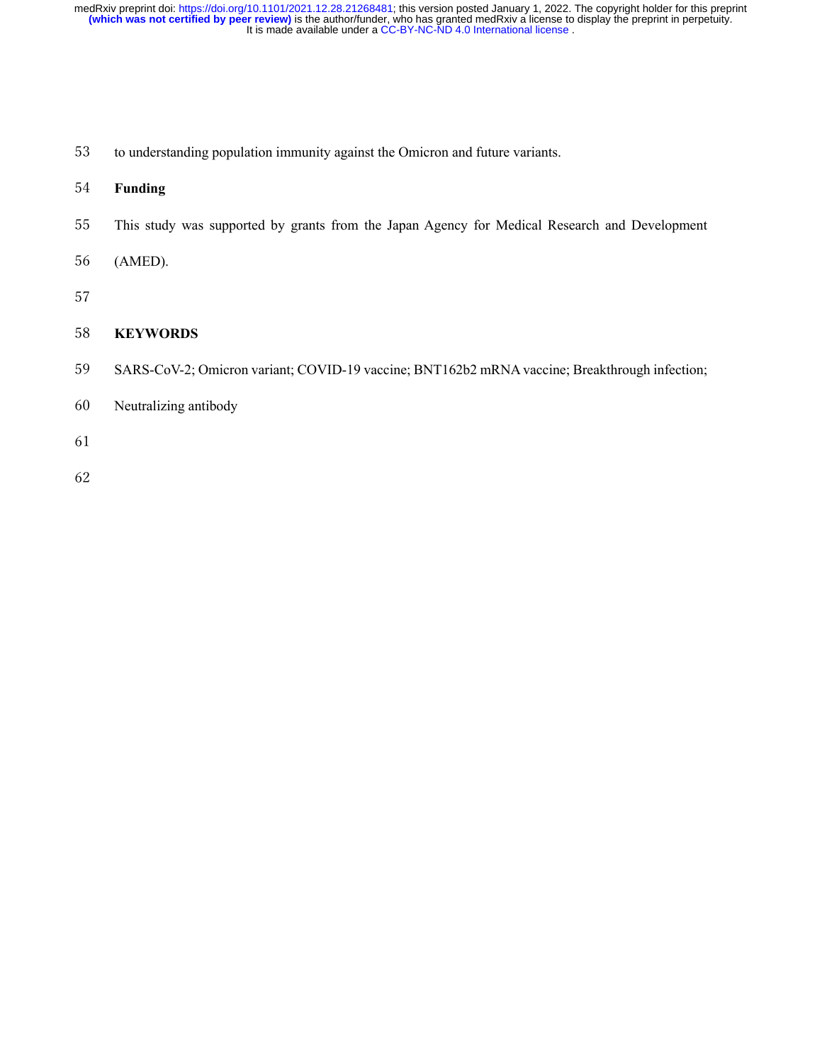to understanding population immunity against the Omicron and future variants.

**Funding**

This study was supported by grants from the Japan Agency for Medical Research and Development (AMED).

## KEYWORDS

SARS-CoV-2; Omicron variant; COVID-19 vaccine; BNT162b2 mRNA vaccine; Breakthrough infection; Neutralizing antibody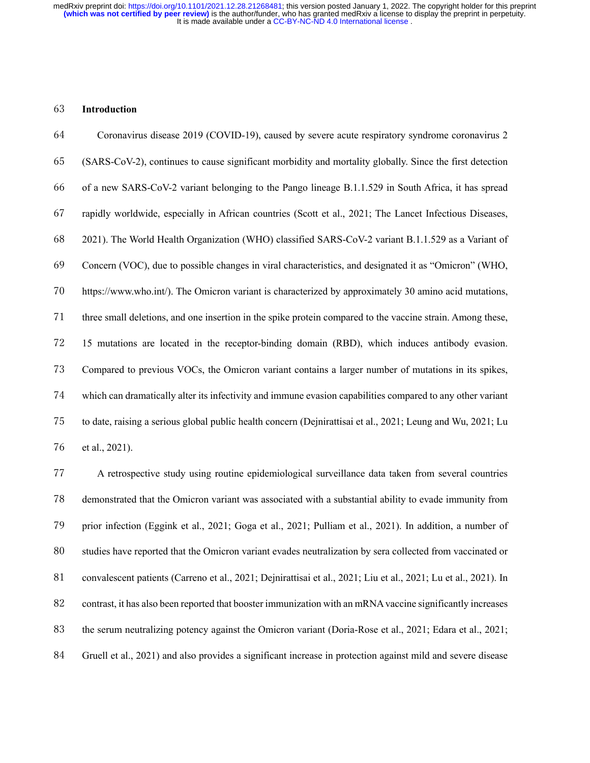## Introduction

Coronavirus disease 2019 (COVID-19), caused by severe acute respiratory syndrome coronavirus 2 (SARS-CoV-2), continues to cause significant morbidity and mortality globally. Since the first detection of a new SARS-CoV-2 variant belonging to the Pango lineage B.1.1.529 in South Africa, it has spread rapidly worldwide, especially in African countries (Scott et al., 2021; The Lancet Infectious Diseases, 2021). The World Health Organization (WHO) classified SARS-CoV-2 variant B.1.1.529 as a Variant of Concern (VOC), due to possible changes in viral characteristics, and designated it as "Omicron" (WHO, https://www.who.int/). The Omicron variant is characterized by approximately 30 amino acid mutations, three small deletions, and one insertion in the spike protein compared to the vaccine strain. Among these, 15 mutations are located in the receptor-binding domain (RBD), which induces antibody evasion. Compared to previous VOCs, the Omicron variant contains a larger number of mutations in its spikes, which can dramatically alter its infectivity and immune evasion capabilities compared to any other variant to date, raising a serious global public health concern (Dejnirattisai et al., 2021; Leung and Wu, 2021; Lu et al., 2021).

A retrospective study using routine epidemiological surveillance data taken from several countries demonstrated that the Omicron variant was associated with a substantial ability to evade immunity from prior infection (Eggink et al., 2021; Goga et al., 2021; Pulliam et al., 2021). In addition, a number of studies have reported that the Omicron variant evades neutralization by sera collected from vaccinated or convalescent patients (Carreno et al., 2021; Dejnirattisai et al., 2021; Liu et al., 2021; Lu et al., 2021). In contrast, it has also been reported that booster immunization with an mRNA vaccine significantly increases the serum neutralizing potency against the Omicron variant (Doria-Rose et al., 2021; Edara et al., 2021; Gruell et al., 2021) and also provides a significant increase in protection against mild and severe disease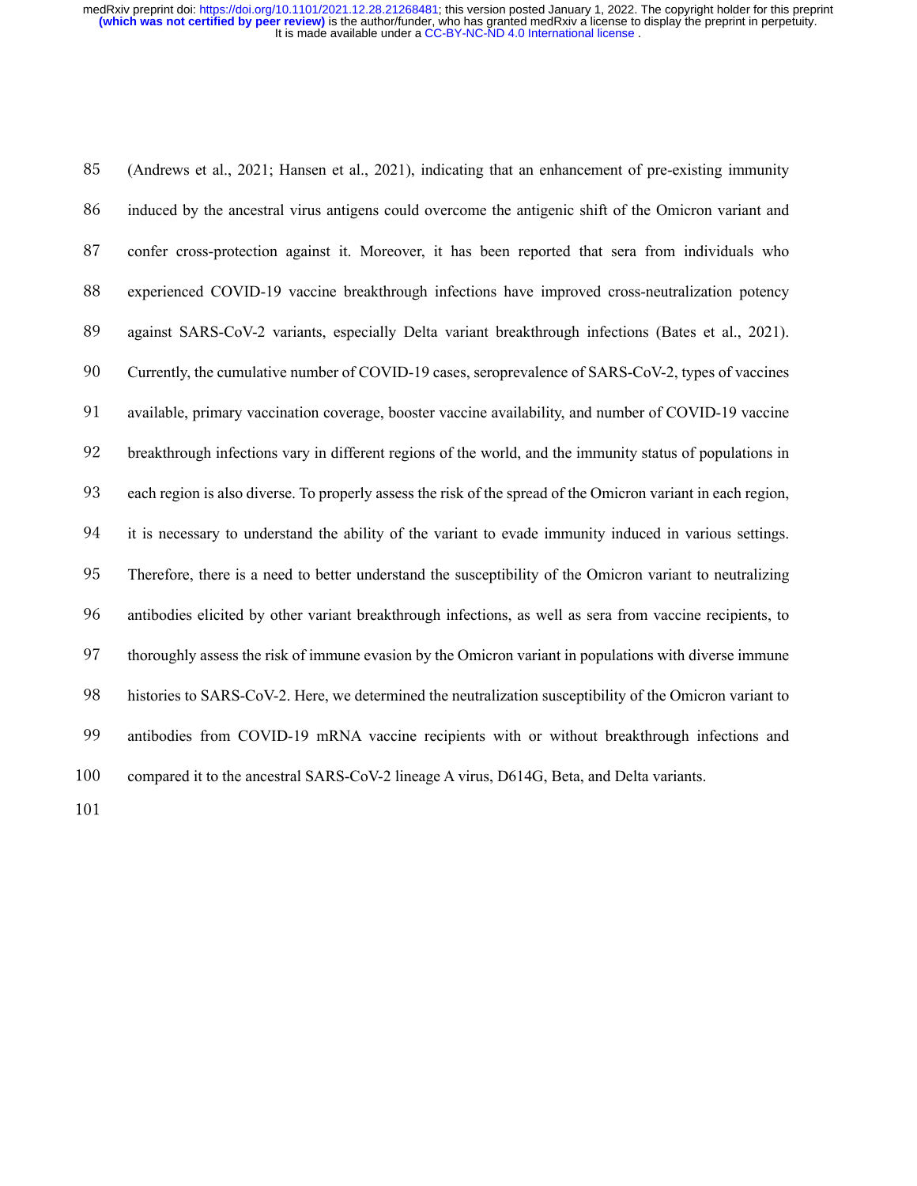(Andrews et al., 2021; Hansen et al., 2021), indicating that an enhancement of pre-existing immunity induced by the ancestral virus antigens could overcome the antigenic shift of the Omicron variant and confer cross-protection against it. Moreover, it has been reported that sera from individuals who experienced COVID-19 vaccine breakthrough infections have improved cross-neutralization potency against SARS-CoV-2 variants, especially Delta variant breakthrough infections (Bates et al., 2021). Currently, the cumulative number of COVID-19 cases, seroprevalence of SARS-CoV-2, types of vaccines available, primary vaccination coverage, booster vaccine availability, and number of COVID-19 vaccine breakthrough infections vary in different regions of the world, and the immunity status of populations in each region is also diverse. To properly assess the risk of the spread of the Omicron variant in each region, it is necessary to understand the ability of the variant to evade immunity induced in various settings. Therefore, there is a need to better understand the susceptibility of the Omicron variant to neutralizing antibodies elicited by other variant breakthrough infections, as well as sera from vaccine recipients, to thoroughly assess the risk of immune evasion by the Omicron variant in populations with diverse immune histories to SARS-CoV-2. Here, we determined the neutralization susceptibility of the Omicron variant to antibodies from COVID-19 mRNA vaccine recipients with or without breakthrough infections and compared it to the ancestral SARS-CoV-2 lineage A virus, D614G, Beta, and Delta variants.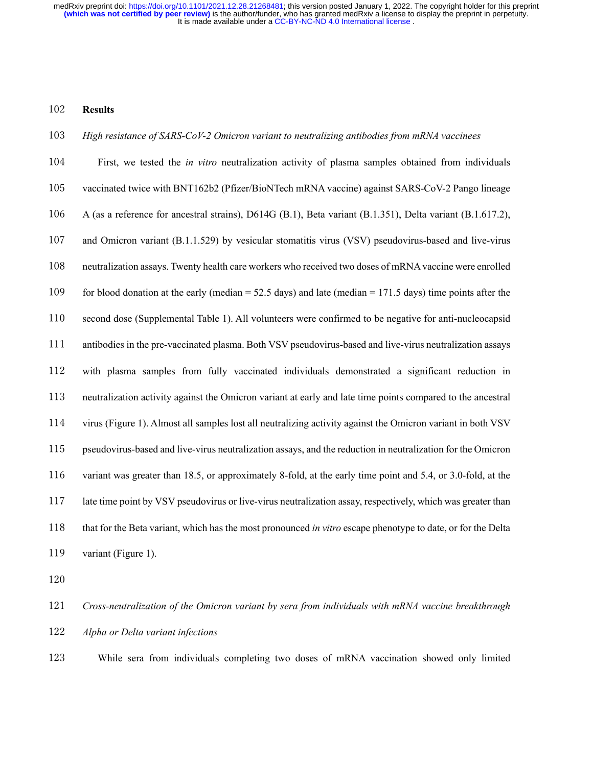## Results

### *High resistance of SARS-CoV-2 Omicron variant to neutralizing antibodies from mRNA vaccinees*

First, we tested the *in vitro* neutralization activity of plasma samples obtained from individuals vaccinated twice with BNT162b2 (Pfizer/BioNTech mRNA vaccine) against SARS-CoV-2 Pango lineage A (as a reference for ancestral strains), D614G (B.1), Beta variant (B.1.351), Delta variant (B.1.617.2), and Omicron variant (B.1.1.529) by vesicular stomatitis virus (VSV) pseudovirus-based and live-virus neutralization assays. Twenty health care workers who received two doses of mRNA vaccine were enrolled for blood donation at the early (median = 52.5 days) and late (median = 171.5 days) time points after the second dose (Supplemental Table 1). All volunteers were confirmed to be negative for anti-nucleocapsid antibodies in the pre-vaccinated plasma. Both VSV pseudovirus-based and live-virus neutralization assays with plasma samples from fully vaccinated individuals demonstrated a significant reduction in neutralization activity against the Omicron variant at early and late time points compared to the ancestral virus (Figure 1). Almost all samples lost all neutralizing activity against the Omicron variant in both VSV pseudovirus-based and live-virus neutralization assays, and the reduction in neutralization for the Omicron variant was greater than 18.5, or approximately 8-fold, at the early time point and 5.4, or 3.0-fold, at the late time point by VSV pseudovirus or live-virus neutralization assay, respectively, which was greater than that for the Beta variant, which has the most pronounced *in vitro* escape phenotype to date, or for the Delta variant (Figure 1).

### *Cross-neutralization of the Omicron variant by sera from individuals with mRNA vaccine breakthrough Alpha or Delta variant infections*

While sera from individuals completing two doses of mRNA vaccination showed only limited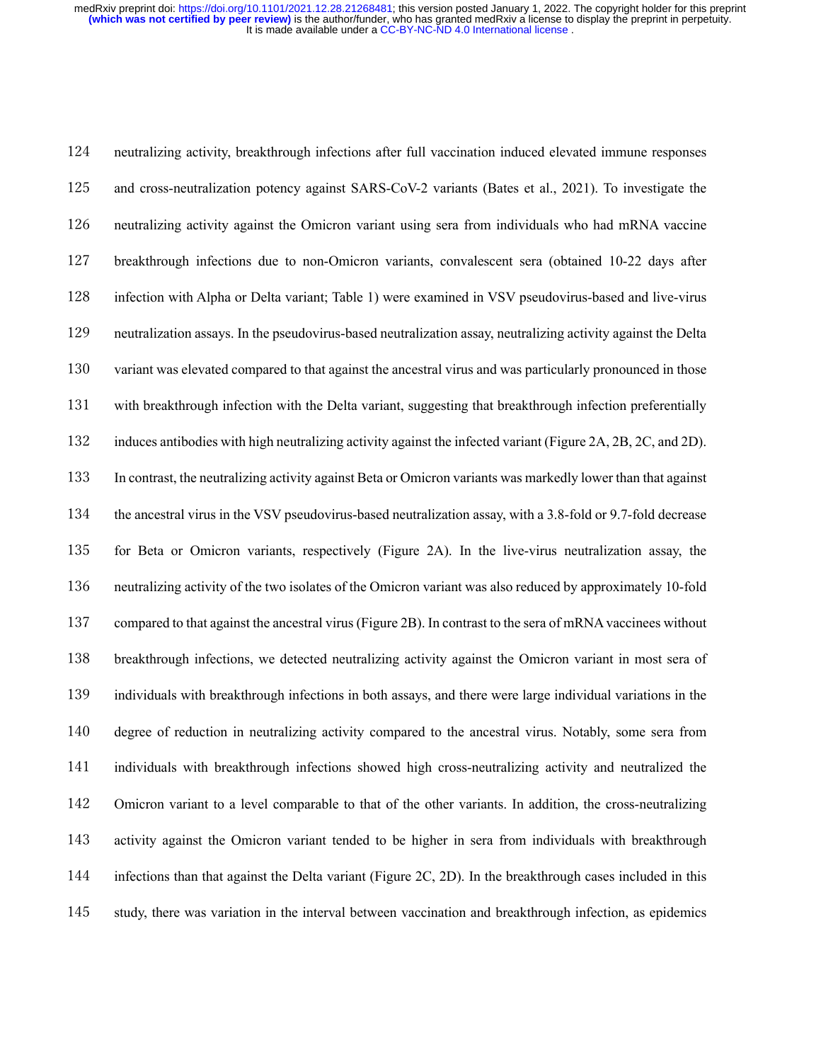neutralizing activity, breakthrough infections after full vaccination induced elevated immune responses and cross-neutralization potency against SARS-CoV-2 variants (Bates et al., 2021). To investigate the neutralizing activity against the Omicron variant using sera from individuals who had mRNA vaccine breakthrough infections due to non-Omicron variants, convalescent sera (obtained 10-22 days after infection with Alpha or Delta variant; Table 1) were examined in VSV pseudovirus-based and live-virus neutralization assays. In the pseudovirus-based neutralization assay, neutralizing activity against the Delta variant was elevated compared to that against the ancestral virus and was particularly pronounced in those with breakthrough infection with the Delta variant, suggesting that breakthrough infection preferentially induces antibodies with high neutralizing activity against the infected variant (Figure 2A, 2B, 2C, and 2D). In contrast, the neutralizing activity against Beta or Omicron variants was markedly lower than that against the ancestral virus in the VSV pseudovirus-based neutralization assay, with a 3.8-fold or 9.7-fold decrease for Beta or Omicron variants, respectively (Figure 2A). In the live-virus neutralization assay, the neutralizing activity of the two isolates of the Omicron variant was also reduced by approximately 10-fold compared to that against the ancestral virus (Figure 2B). In contrast to the sera of mRNA vaccinees without breakthrough infections, we detected neutralizing activity against the Omicron variant in most sera of individuals with breakthrough infections in both assays, and there were large individual variations in the degree of reduction in neutralizing activity compared to the ancestral virus. Notably, some sera from individuals with breakthrough infections showed high cross-neutralizing activity and neutralized the Omicron variant to a level comparable to that of the other variants. In addition, the cross-neutralizing activity against the Omicron variant tended to be higher in sera from individuals with breakthrough infections than that against the Delta variant (Figure 2C, 2D). In the breakthrough cases included in this study, there was variation in the interval between vaccination and breakthrough infection, as epidemics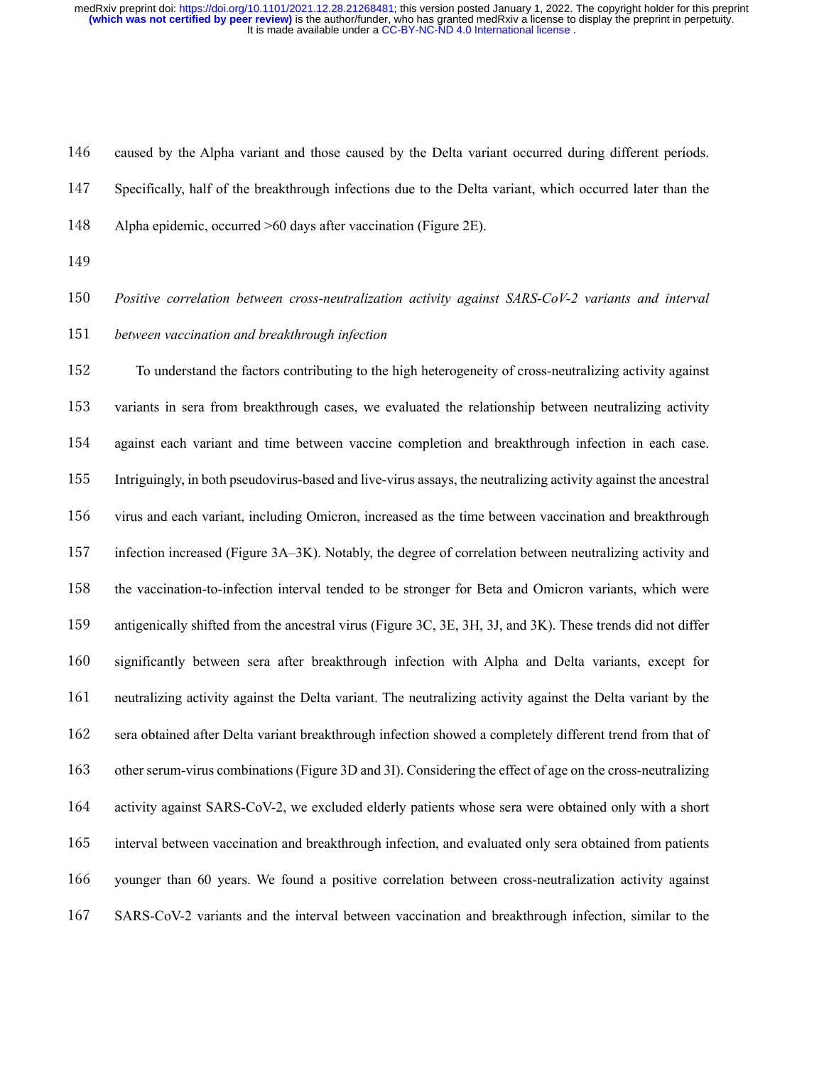caused by the Alpha variant and those caused by the Delta variant occurred during different periods. Specifically, half of the breakthrough infections due to the Delta variant, which occurred later than the Alpha epidemic, occurred >60 days after vaccination (Figure 2E).

*Positive correlation between cross-neutralization activity against SARS-CoV-2 variants and interval between vaccination and breakthrough infection*

To understand the factors contributing to the high heterogeneity of cross-neutralizing activity against variants in sera from breakthrough cases, we evaluated the relationship between neutralizing activity against each variant and time between vaccine completion and breakthrough infection in each case. Intriguingly, in both pseudovirus-based and live-virus assays, the neutralizing activity against the ancestral virus and each variant, including Omicron, increased as the time between vaccination and breakthrough infection increased (Figure 3A–3K). Notably, the degree of correlation between neutralizing activity and the vaccination-to-infection interval tended to be stronger for Beta and Omicron variants, which were antigenically shifted from the ancestral virus (Figure 3C, 3E, 3H, 3J, and 3K). These trends did not differ significantly between sera after breakthrough infection with Alpha and Delta variants, except for neutralizing activity against the Delta variant. The neutralizing activity against the Delta variant by the sera obtained after Delta variant breakthrough infection showed a completely different trend from that of other serum-virus combinations (Figure 3D and 3I). Considering the effect of age on the cross-neutralizing activity against SARS-CoV-2, we excluded elderly patients whose sera were obtained only with a short interval between vaccination and breakthrough infection, and evaluated only sera obtained from patients younger than 60 years. We found a positive correlation between cross-neutralization activity against SARS-CoV-2 variants and the interval between vaccination and breakthrough infection, similar to the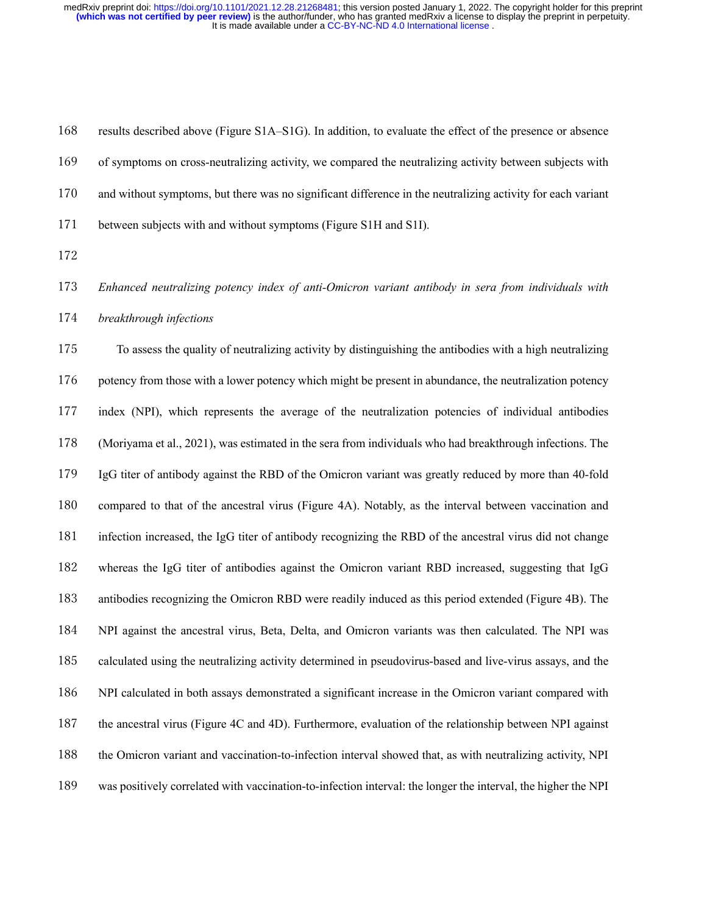results described above (Figure S1A–S1G). In addition, to evaluate the effect of the presence or absence of symptoms on cross-neutralizing activity, we compared the neutralizing activity between subjects with and without symptoms, but there was no significant difference in the neutralizing activity for each variant between subjects with and without symptoms (Figure S1H and S1I).

*Enhanced neutralizing potency index of anti-Omicron variant antibody in sera from individuals with breakthrough infections*

To assess the quality of neutralizing activity by distinguishing the antibodies with a high neutralizing potency from those with a lower potency which might be present in abundance, the neutralization potency index (NPI), which represents the average of the neutralization potencies of individual antibodies (Moriyama et al., 2021), was estimated in the sera from individuals who had breakthrough infections. The IgG titer of antibody against the RBD of the Omicron variant was greatly reduced by more than 40-fold compared to that of the ancestral virus (Figure 4A). Notably, as the interval between vaccination and infection increased, the IgG titer of antibody recognizing the RBD of the ancestral virus did not change whereas the IgG titer of antibodies against the Omicron variant RBD increased, suggesting that IgG antibodies recognizing the Omicron RBD were readily induced as this period extended (Figure 4B). The NPI against the ancestral virus, Beta, Delta, and Omicron variants was then calculated. The NPI was calculated using the neutralizing activity determined in pseudovirus-based and live-virus assays, and the NPI calculated in both assays demonstrated a significant increase in the Omicron variant compared with the ancestral virus (Figure 4C and 4D). Furthermore, evaluation of the relationship between NPI against the Omicron variant and vaccination-to-infection interval showed that, as with neutralizing activity, NPI was positively correlated with vaccination-to-infection interval: the longer the interval, the higher the NPI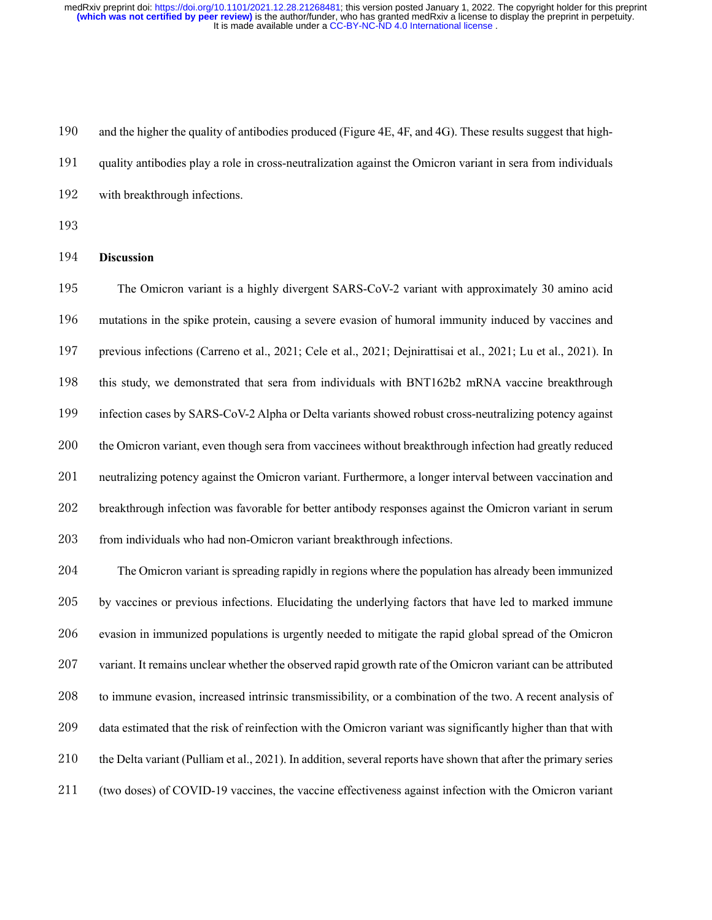and the higher the quality of antibodies produced (Figure 4E, 4F, and 4G). These results suggest that high-quality antibodies play a role in cross-neutralization against the Omicron variant in sera from individuals with breakthrough infections.

## Discussion

The Omicron variant is a highly divergent SARS-CoV-2 variant with approximately 30 amino acid mutations in the spike protein, causing a severe evasion of humoral immunity induced by vaccines and previous infections (Carreno et al., 2021; Cele et al., 2021; Dejnirattisai et al., 2021; Lu et al., 2021). In this study, we demonstrated that sera from individuals with BNT162b2 mRNA vaccine breakthrough infection cases by SARS-CoV-2 Alpha or Delta variants showed robust cross-neutralizing potency against the Omicron variant, even though sera from vaccinees without breakthrough infection had greatly reduced neutralizing potency against the Omicron variant. Furthermore, a longer interval between vaccination and breakthrough infection was favorable for better antibody responses against the Omicron variant in serum from individuals who had non-Omicron variant breakthrough infections.

The Omicron variant is spreading rapidly in regions where the population has already been immunized by vaccines or previous infections. Elucidating the underlying factors that have led to marked immune evasion in immunized populations is urgently needed to mitigate the rapid global spread of the Omicron variant. It remains unclear whether the observed rapid growth rate of the Omicron variant can be attributed to immune evasion, increased intrinsic transmissibility, or a combination of the two. A recent analysis of data estimated that the risk of reinfection with the Omicron variant was significantly higher than that with the Delta variant (Pulliam et al., 2021). In addition, several reports have shown that after the primary series (two doses) of COVID-19 vaccines, the vaccine effectiveness against infection with the Omicron variant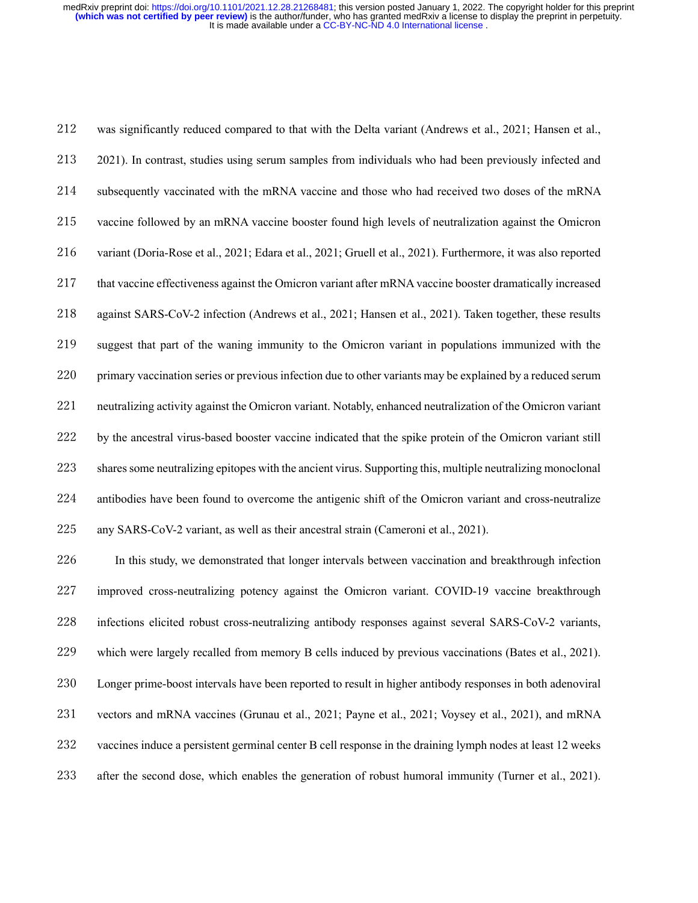was significantly reduced compared to that with the Delta variant (Andrews et al., 2021; Hansen et al., 2021). In contrast, studies using serum samples from individuals who had been previously infected and subsequently vaccinated with the mRNA vaccine and those who had received two doses of the mRNA vaccine followed by an mRNA vaccine booster found high levels of neutralization against the Omicron variant (Doria-Rose et al., 2021; Edara et al., 2021; Gruell et al., 2021). Furthermore, it was also reported that vaccine effectiveness against the Omicron variant after mRNA vaccine booster dramatically increased against SARS-CoV-2 infection (Andrews et al., 2021; Hansen et al., 2021). Taken together, these results suggest that part of the waning immunity to the Omicron variant in populations immunized with the primary vaccination series or previous infection due to other variants may be explained by a reduced serum neutralizing activity against the Omicron variant. Notably, enhanced neutralization of the Omicron variant by the ancestral virus-based booster vaccine indicated that the spike protein of the Omicron variant still shares some neutralizing epitopes with the ancient virus. Supporting this, multiple neutralizing monoclonal antibodies have been found to overcome the antigenic shift of the Omicron variant and cross-neutralize any SARS-CoV-2 variant, as well as their ancestral strain (Cameroni et al., 2021).

In this study, we demonstrated that longer intervals between vaccination and breakthrough infection improved cross-neutralizing potency against the Omicron variant. COVID-19 vaccine breakthrough infections elicited robust cross-neutralizing antibody responses against several SARS-CoV-2 variants, which were largely recalled from memory B cells induced by previous vaccinations (Bates et al., 2021). Longer prime-boost intervals have been reported to result in higher antibody responses in both adenoviral vectors and mRNA vaccines (Grunau et al., 2021; Payne et al., 2021; Voysey et al., 2021), and mRNA vaccines induce a persistent germinal center B cell response in the draining lymph nodes at least 12 weeks after the second dose, which enables the generation of robust humoral immunity (Turner et al., 2021).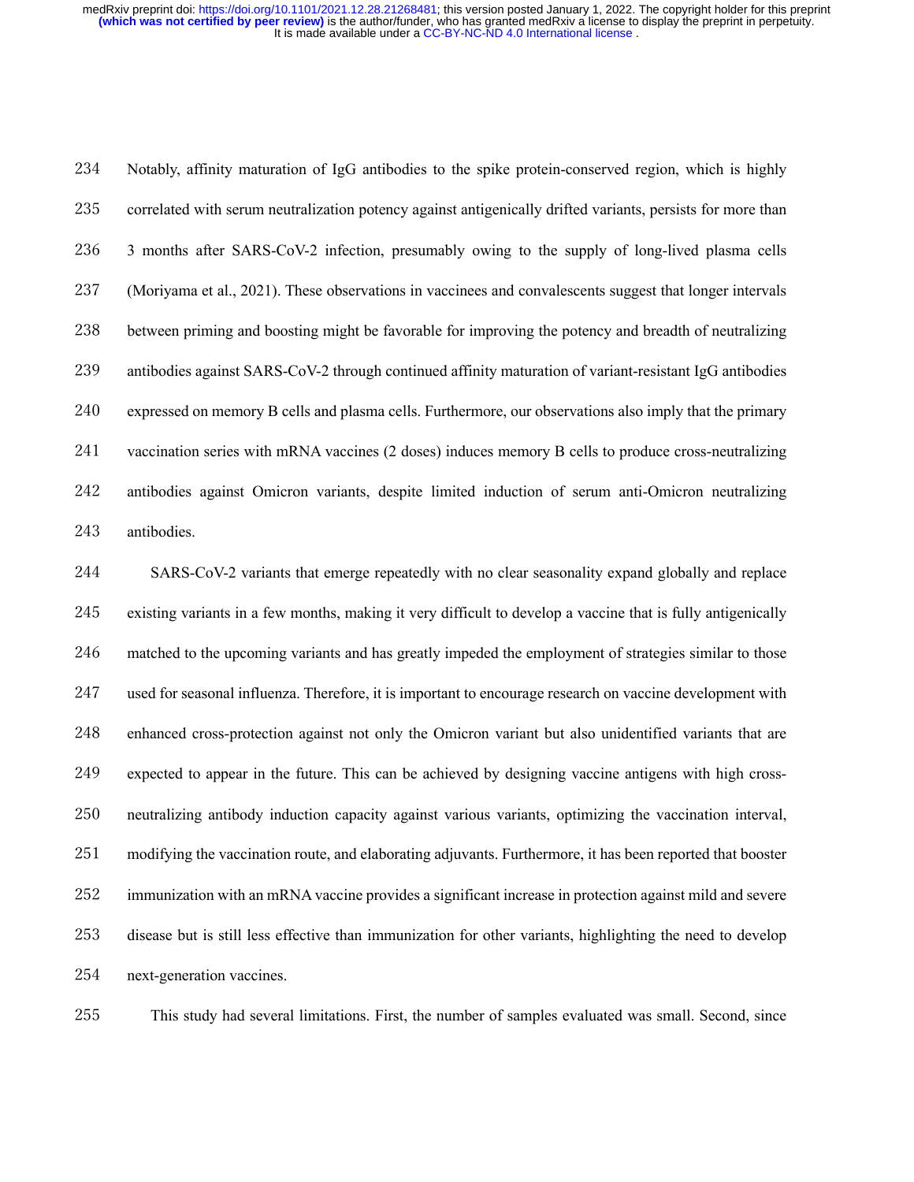Notably, affinity maturation of IgG antibodies to the spike protein-conserved region, which is highly correlated with serum neutralization potency against antigenically drifted variants, persists for more than 3 months after SARS-CoV-2 infection, presumably owing to the supply of long-lived plasma cells (Moriyama et al., 2021). These observations in vaccinees and convalescents suggest that longer intervals between priming and boosting might be favorable for improving the potency and breadth of neutralizing antibodies against SARS-CoV-2 through continued affinity maturation of variant-resistant IgG antibodies expressed on memory B cells and plasma cells. Furthermore, our observations also imply that the primary vaccination series with mRNA vaccines (2 doses) induces memory B cells to produce cross-neutralizing antibodies against Omicron variants, despite limited induction of serum anti-Omicron neutralizing antibodies.

SARS-CoV-2 variants that emerge repeatedly with no clear seasonality expand globally and replace existing variants in a few months, making it very difficult to develop a vaccine that is fully antigenically matched to the upcoming variants and has greatly impeded the employment of strategies similar to those used for seasonal influenza. Therefore, it is important to encourage research on vaccine development with enhanced cross-protection against not only the Omicron variant but also unidentified variants that are expected to appear in the future. This can be achieved by designing vaccine antigens with high cross-neutralizing antibody induction capacity against various variants, optimizing the vaccination interval, modifying the vaccination route, and elaborating adjuvants. Furthermore, it has been reported that booster immunization with an mRNA vaccine provides a significant increase in protection against mild and severe disease but is still less effective than immunization for other variants, highlighting the need to develop next-generation vaccines.

This study had several limitations. First, the number of samples evaluated was small. Second, since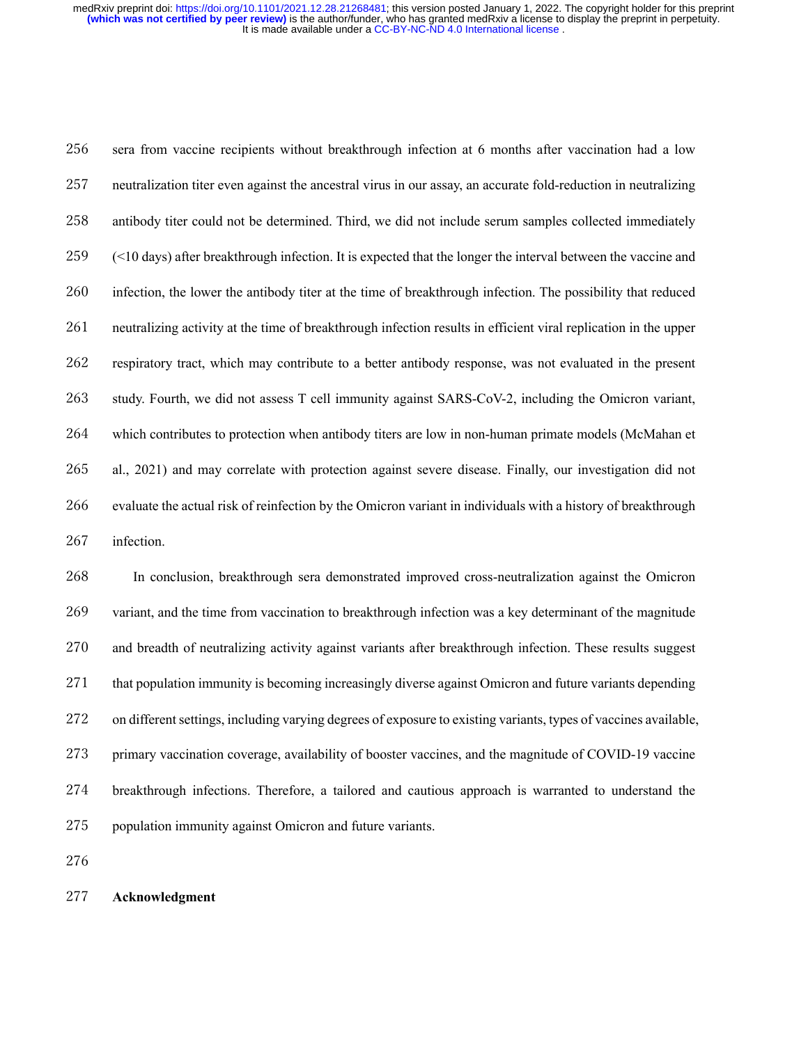sera from vaccine recipients without breakthrough infection at 6 months after vaccination had a low neutralization titer even against the ancestral virus in our assay, an accurate fold-reduction in neutralizing antibody titer could not be determined. Third, we did not include serum samples collected immediately (<10 days) after breakthrough infection. It is expected that the longer the interval between the vaccine and infection, the lower the antibody titer at the time of breakthrough infection. The possibility that reduced neutralizing activity at the time of breakthrough infection results in efficient viral replication in the upper respiratory tract, which may contribute to a better antibody response, was not evaluated in the present study. Fourth, we did not assess T cell immunity against SARS-CoV-2, including the Omicron variant, which contributes to protection when antibody titers are low in non-human primate models (McMahan et al., 2021) and may correlate with protection against severe disease. Finally, our investigation did not evaluate the actual risk of reinfection by the Omicron variant in individuals with a history of breakthrough infection.

In conclusion, breakthrough sera demonstrated improved cross-neutralization against the Omicron variant, and the time from vaccination to breakthrough infection was a key determinant of the magnitude and breadth of neutralizing activity against variants after breakthrough infection. These results suggest that population immunity is becoming increasingly diverse against Omicron and future variants depending on different settings, including varying degrees of exposure to existing variants, types of vaccines available, primary vaccination coverage, availability of booster vaccines, and the magnitude of COVID-19 vaccine breakthrough infections. Therefore, a tailored and cautious approach is warranted to understand the population immunity against Omicron and future variants.

## Acknowledgment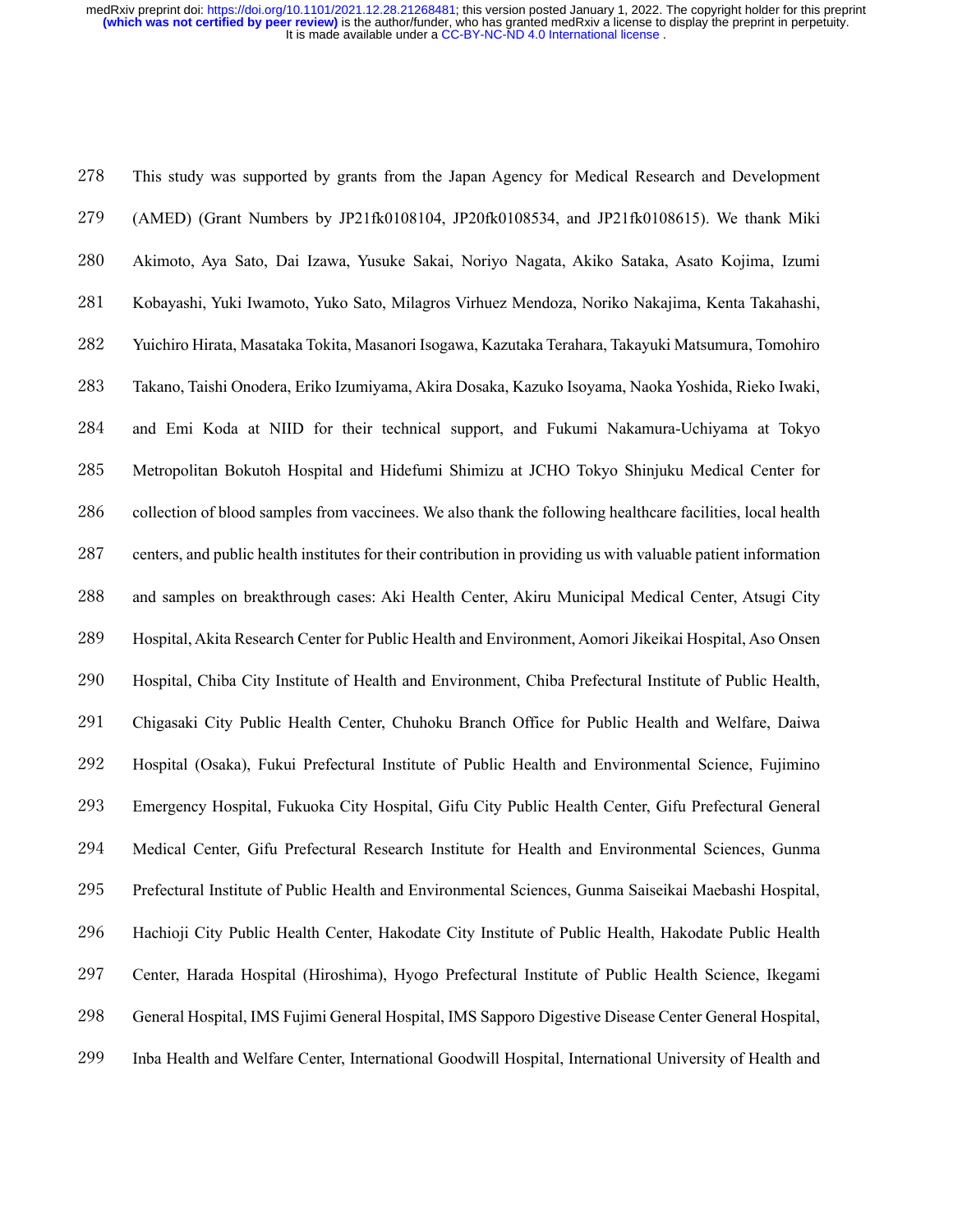This study was supported by grants from the Japan Agency for Medical Research and Development (AMED) (Grant Numbers by JP21fk0108104, JP20fk0108534, and JP21fk0108615). We thank Miki Akimoto, Aya Sato, Dai Izawa, Yusuke Sakai, Noriyo Nagata, Akiko Sataka, Asato Kojima, Izumi Kobayashi, Yuki Iwamoto, Yuko Sato, Milagros Virhuez Mendoza, Noriko Nakajima, Kenta Takahashi, Yuichiro Hirata, Masataka Tokita, Masanori Isogawa, Kazutaka Terahara, Takayuki Matsumura, Tomohiro Takano, Taishi Onodera, Eriko Izumiyama, Akira Dosaka, Kazuko Isoyama, Naoka Yoshida, Rieko Iwaki, and Emi Koda at NIID for their technical support, and Fukumi Nakamura-Uchiyama at Tokyo Metropolitan Bokutoh Hospital and Hidefumi Shimizu at JCHO Tokyo Shinjuku Medical Center for collection of blood samples from vaccinees. We also thank the following healthcare facilities, local health centers, and public health institutes for their contribution in providing us with valuable patient information and samples on breakthrough cases: Aki Health Center, Akiru Municipal Medical Center, Atsugi City Hospital, Akita Research Center for Public Health and Environment, Aomori Jikeikai Hospital, Aso Onsen Hospital, Chiba City Institute of Health and Environment, Chiba Prefectural Institute of Public Health, Chigasaki City Public Health Center, Chuhoku Branch Office for Public Health and Welfare, Daiwa Hospital (Osaka), Fukui Prefectural Institute of Public Health and Environmental Science, Fujimino Emergency Hospital, Fukuoka City Hospital, Gifu City Public Health Center, Gifu Prefectural General Medical Center, Gifu Prefectural Research Institute for Health and Environmental Sciences, Gunma Prefectural Institute of Public Health and Environmental Sciences, Gunma Saiseikai Maebashi Hospital, Hachioji City Public Health Center, Hakodate City Institute of Public Health, Hakodate Public Health Center, Harada Hospital (Hiroshima), Hyogo Prefectural Institute of Public Health Science, Ikegami General Hospital, IMS Fujimi General Hospital, IMS Sapporo Digestive Disease Center General Hospital, Inba Health and Welfare Center, International Goodwill Hospital, International University of Health and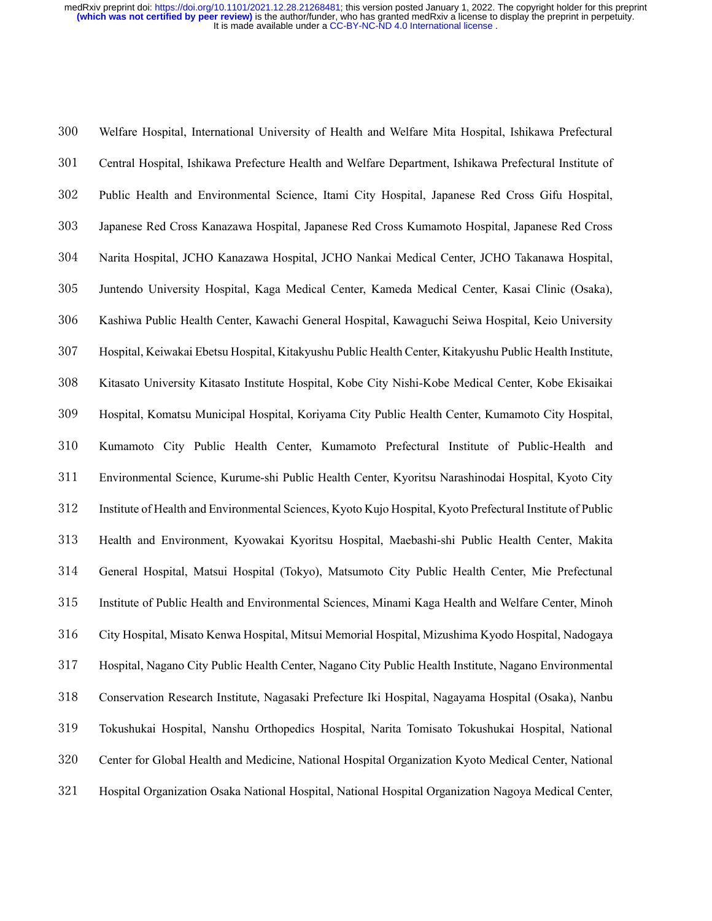Welfare Hospital, International University of Health and Welfare Mita Hospital, Ishikawa Prefectural Central Hospital, Ishikawa Prefecture Health and Welfare Department, Ishikawa Prefectural Institute of Public Health and Environmental Science, Itami City Hospital, Japanese Red Cross Gifu Hospital, Japanese Red Cross Kanazawa Hospital, Japanese Red Cross Kumamoto Hospital, Japanese Red Cross Narita Hospital, JCHO Kanazawa Hospital, JCHO Nankai Medical Center, JCHO Takanawa Hospital, Juntendo University Hospital, Kaga Medical Center, Kameda Medical Center, Kasai Clinic (Osaka), Kashiwa Public Health Center, Kawachi General Hospital, Kawaguchi Seiwa Hospital, Keio University Hospital, Keiwakai Ebetsu Hospital, Kitakyushu Public Health Center, Kitakyushu Public Health Institute, Kitasato University Kitasato Institute Hospital, Kobe City Nishi-Kobe Medical Center, Kobe Ekisaikai Hospital, Komatsu Municipal Hospital, Koriyama City Public Health Center, Kumamoto City Hospital, Kumamoto City Public Health Center, Kumamoto Prefectural Institute of Public-Health and Environmental Science, Kurume-shi Public Health Center, Kyoritsu Narashinodai Hospital, Kyoto City Institute of Health and Environmental Sciences, Kyoto Kujo Hospital, Kyoto Prefectural Institute of Public Health and Environment, Kyowakai Kyoritsu Hospital, Maebashi-shi Public Health Center, Makita General Hospital, Matsui Hospital (Tokyo), Matsumoto City Public Health Center, Mie Prefectunal Institute of Public Health and Environmental Sciences, Minami Kaga Health and Welfare Center, Minoh City Hospital, Misato Kenwa Hospital, Mitsui Memorial Hospital, Mizushima Kyodo Hospital, Nadogaya Hospital, Nagano City Public Health Center, Nagano City Public Health Institute, Nagano Environmental Conservation Research Institute, Nagasaki Prefecture Iki Hospital, Nagayama Hospital (Osaka), Nanbu Tokushukai Hospital, Nanshu Orthopedics Hospital, Narita Tomisato Tokushukai Hospital, National Center for Global Health and Medicine, National Hospital Organization Kyoto Medical Center, National Hospital Organization Osaka National Hospital, National Hospital Organization Nagoya Medical Center,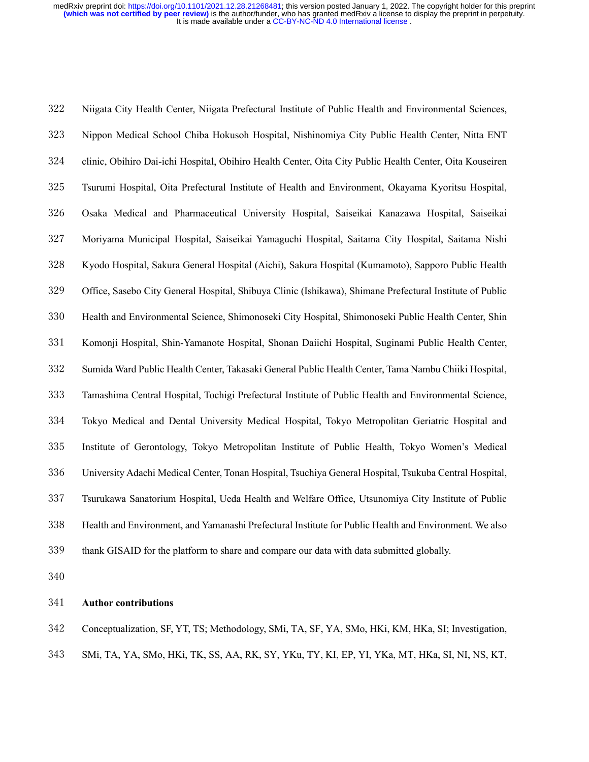Niigata City Health Center, Niigata Prefectural Institute of Public Health and Environmental Sciences, Nippon Medical School Chiba Hokusoh Hospital, Nishinomiya City Public Health Center, Nitta ENT clinic, Obihiro Dai-ichi Hospital, Obihiro Health Center, Oita City Public Health Center, Oita Kouseiren Tsurumi Hospital, Oita Prefectural Institute of Health and Environment, Okayama Kyoritsu Hospital, Osaka Medical and Pharmaceutical University Hospital, Saiseikai Kanazawa Hospital, Saiseikai Moriyama Municipal Hospital, Saiseikai Yamaguchi Hospital, Saitama City Hospital, Saitama Nishi Kyodo Hospital, Sakura General Hospital (Aichi), Sakura Hospital (Kumamoto), Sapporo Public Health Office, Sasebo City General Hospital, Shibuya Clinic (Ishikawa), Shimane Prefectural Institute of Public Health and Environmental Science, Shimonoseki City Hospital, Shimonoseki Public Health Center, Shin Komonji Hospital, Shin-Yamanote Hospital, Shonan Daiichi Hospital, Suginami Public Health Center, Sumida Ward Public Health Center, Takasaki General Public Health Center, Tama Nambu Chiiki Hospital, Tamashima Central Hospital, Tochigi Prefectural Institute of Public Health and Environmental Science, Tokyo Medical and Dental University Medical Hospital, Tokyo Metropolitan Geriatric Hospital and Institute of Gerontology, Tokyo Metropolitan Institute of Public Health, Tokyo Women's Medical University Adachi Medical Center, Tonan Hospital, Tsuchiya General Hospital, Tsukuba Central Hospital, Tsurukawa Sanatorium Hospital, Ueda Health and Welfare Office, Utsunomiya City Institute of Public Health and Environment, and Yamanashi Prefectural Institute for Public Health and Environment. We also thank GISAID for the platform to share and compare our data with data submitted globally.

## Author contributions

Conceptualization, SF, YT, TS; Methodology, SMi, TA, SF, YA, SMo, HKi, KM, HKa, SI; Investigation, SMi, TA, YA, SMo, HKi, TK, SS, AA, RK, SY, YKu, TY, KI, EP, YI, YKa, MT, HKa, SI, NI, NS, KT,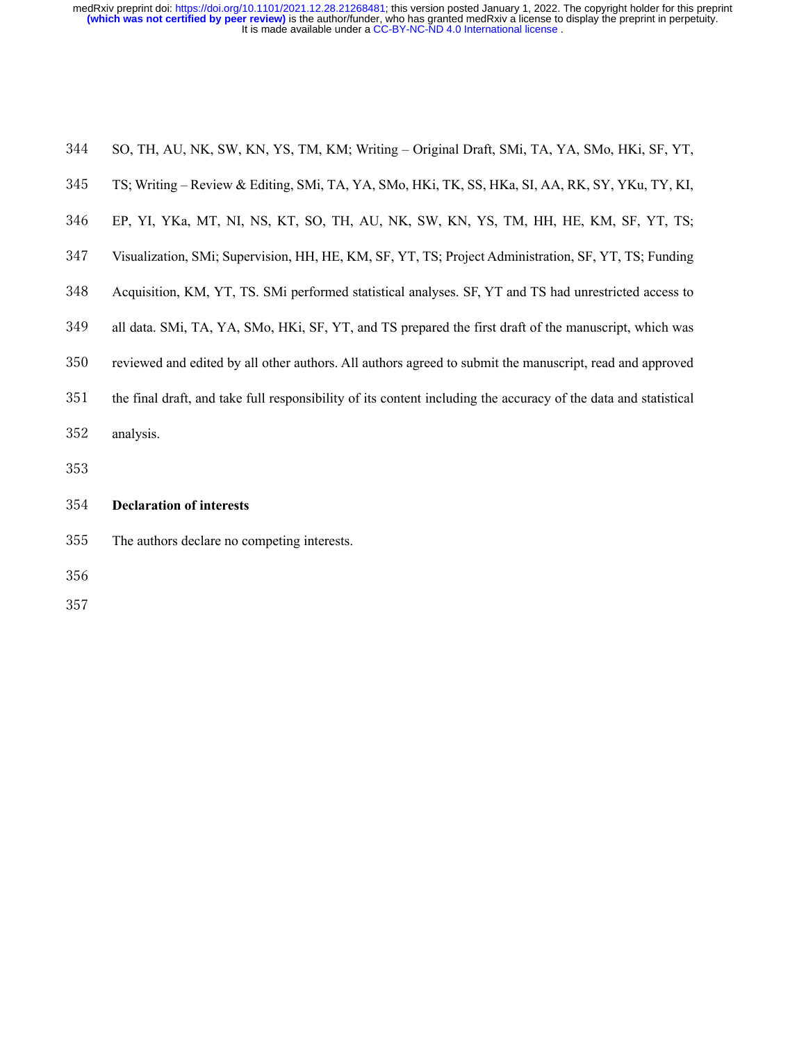SO, TH, AU, NK, SW, KN, YS, TM, KM; Writing – Original Draft, SMi, TA, YA, SMo, HKi, SF, YT, TS; Writing – Review & Editing, SMi, TA, YA, SMo, HKi, TK, SS, HKa, SI, AA, RK, SY, YKu, TY, KI, EP, YI, YKa, MT, NI, NS, KT, SO, TH, AU, NK, SW, KN, YS, TM, HH, HE, KM, SF, YT, TS; Visualization, SMi; Supervision, HH, HE, KM, SF, YT, TS; Project Administration, SF, YT, TS; Funding Acquisition, KM, YT, TS. SMi performed statistical analyses. SF, YT and TS had unrestricted access to all data. SMi, TA, YA, SMo, HKi, SF, YT, and TS prepared the first draft of the manuscript, which was reviewed and edited by all other authors. All authors agreed to submit the manuscript, read and approved the final draft, and take full responsibility of its content including the accuracy of the data and statistical analysis.

## Declaration of interests

The authors declare no competing interests.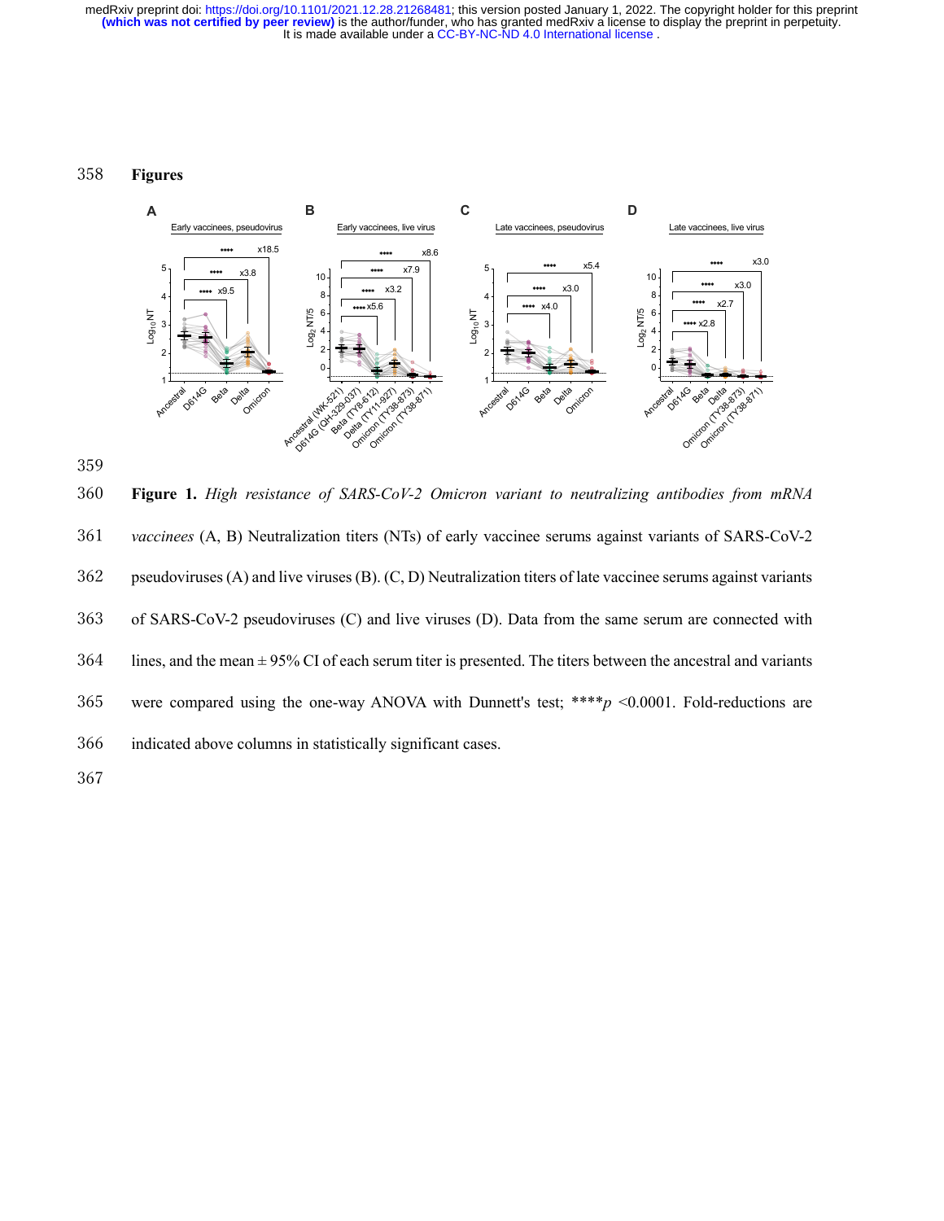## Figures

**Figure 1.** *High resistance of SARS-CoV-2 Omicron variant to neutralizing antibodies from mRNA vaccinees* (A, B) Neutralization titers (NTs) of early vaccinee serums against variants of SARS-CoV-2 pseudoviruses (A) and live viruses (B). (C, D) Neutralization titers of late vaccinee serums against variants of SARS-CoV-2 pseudoviruses (C) and live viruses (D). Data from the same serum are connected with lines, and the mean ± 95% CI of each serum titer is presented. The titers between the ancestral and variants were compared using the one-way ANOVA with Dunnett's test; \*\*\*\*$p$ <0.0001. Fold-reductions are indicated above columns in statistically significant cases.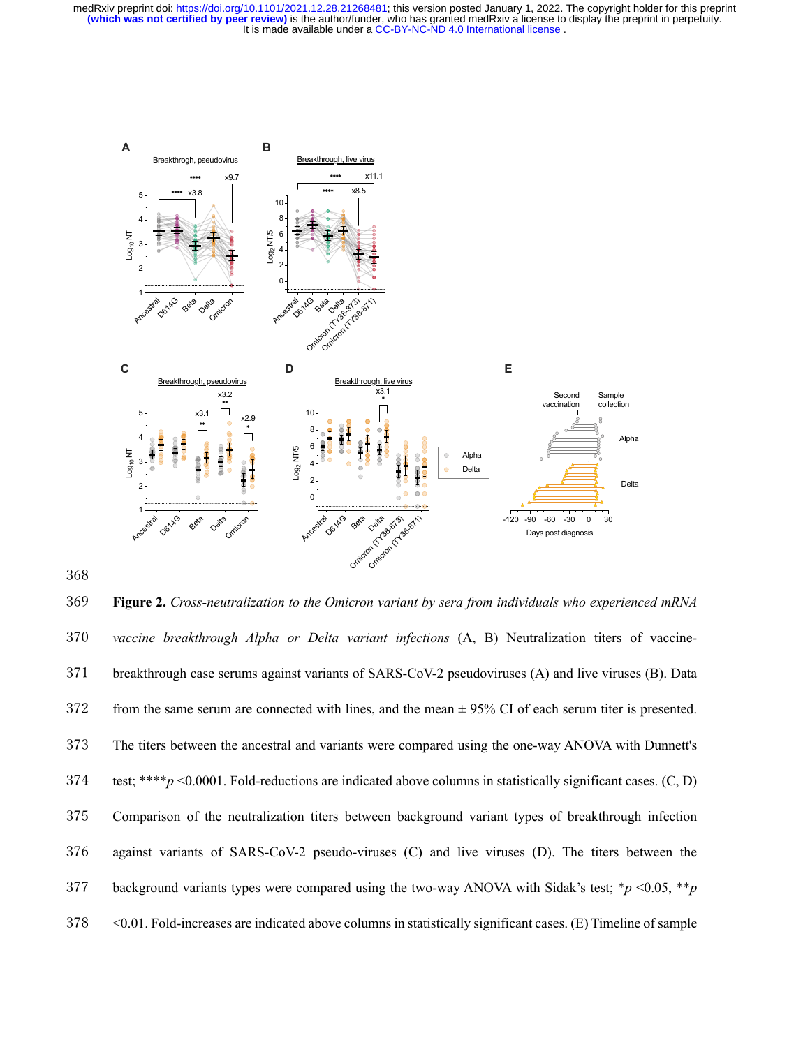**Figure 2.** *Cross-neutralization to the Omicron variant by sera from individuals who experienced mRNA vaccine breakthrough Alpha or Delta variant infections* (A, B) Neutralization titers of vaccine-breakthrough case serums against variants of SARS-CoV-2 pseudoviruses (A) and live viruses (B). Data from the same serum are connected with lines, and the mean ± 95% CI of each serum titer is presented. The titers between the ancestral and variants were compared using the one-way ANOVA with Dunnett's test; \*\*\*\**p* <0.0001. Fold-reductions are indicated above columns in statistically significant cases. (C, D) Comparison of the neutralization titers between background variant types of breakthrough infection against variants of SARS-CoV-2 pseudo-viruses (C) and live viruses (D). The titers between the background variants types were compared using the two-way ANOVA with Sidak's test; \**p* <0.05, \*\**p* <0.01. Fold-increases are indicated above columns in statistically significant cases. (E) Timeline of sample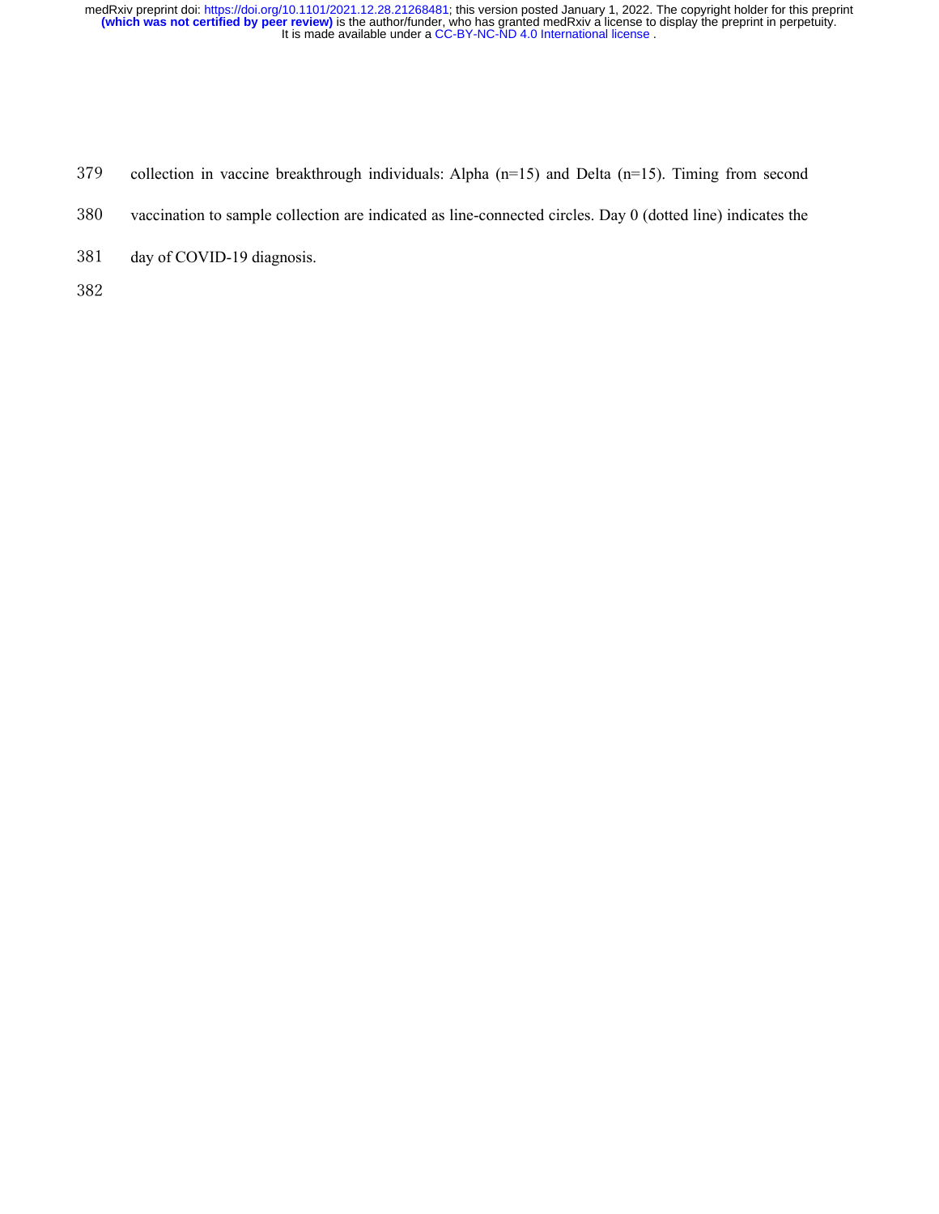collection in vaccine breakthrough individuals: Alpha (n=15) and Delta (n=15). Timing from second vaccination to sample collection are indicated as line-connected circles. Day 0 (dotted line) indicates the day of COVID-19 diagnosis.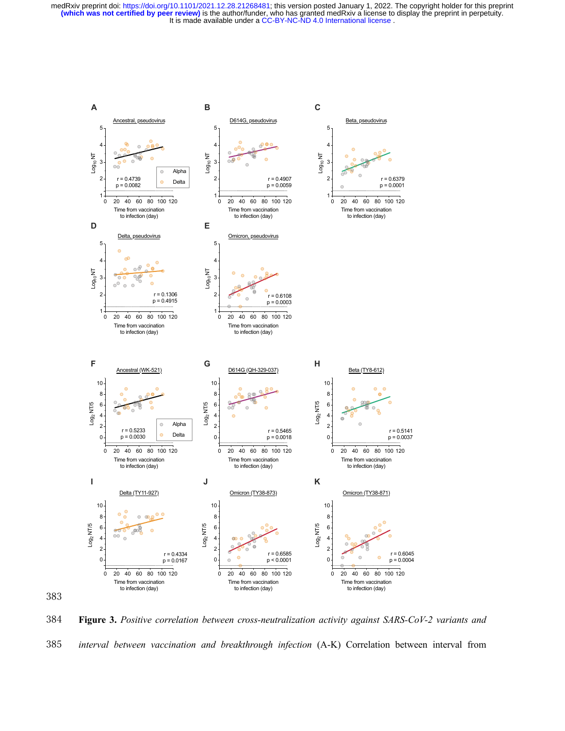Figure 3. *Positive correlation between cross-neutralization activity against SARS-CoV-2 variants and interval between vaccination and breakthrough infection* (A-K) Correlation between interval from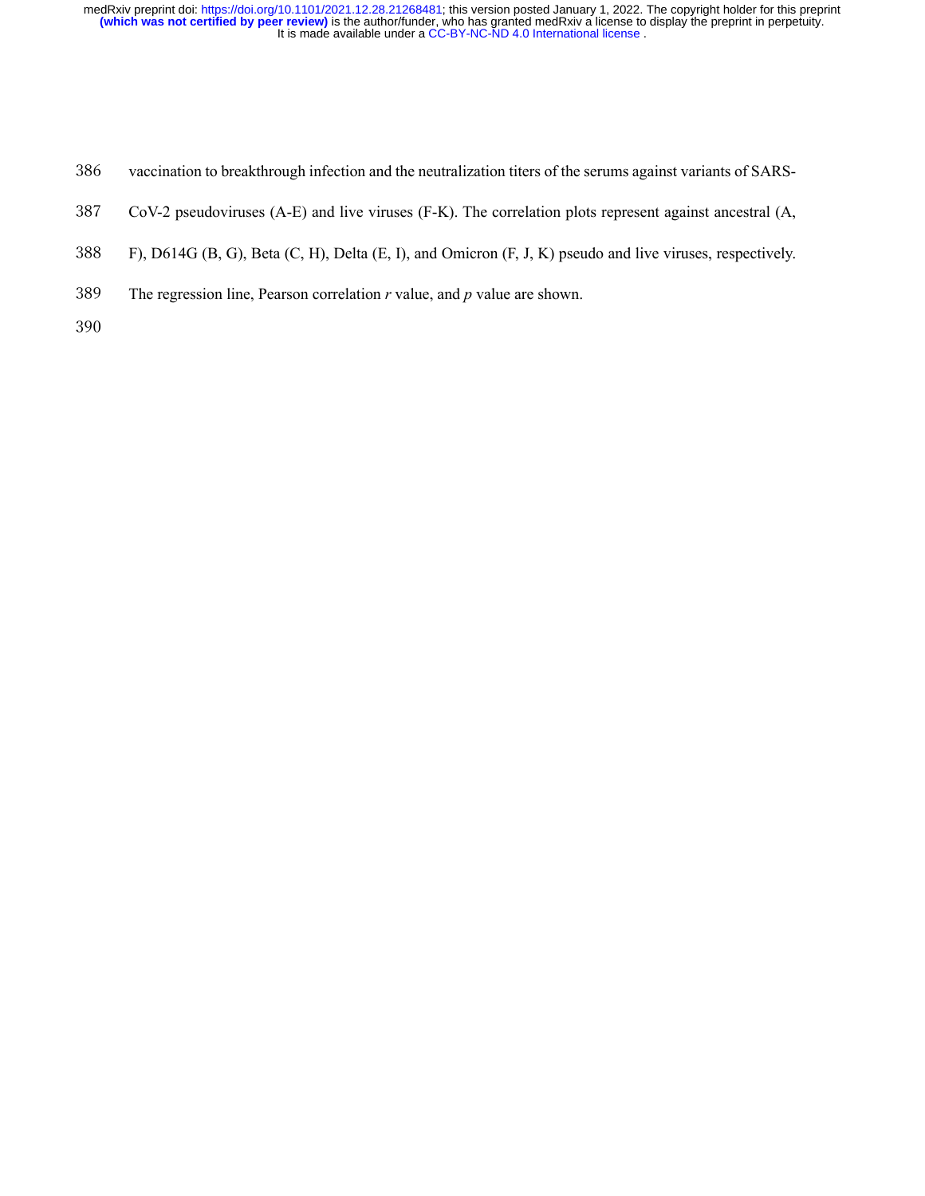vaccination to breakthrough infection and the neutralization titers of the serums against variants of SARS-CoV-2 pseudoviruses (A-E) and live viruses (F-K). The correlation plots represent against ancestral (A, F), D614G (B, G), Beta (C, H), Delta (E, I), and Omicron (F, J, K) pseudo and live viruses, respectively. The regression line, Pearson correlation *r* value, and *p* value are shown.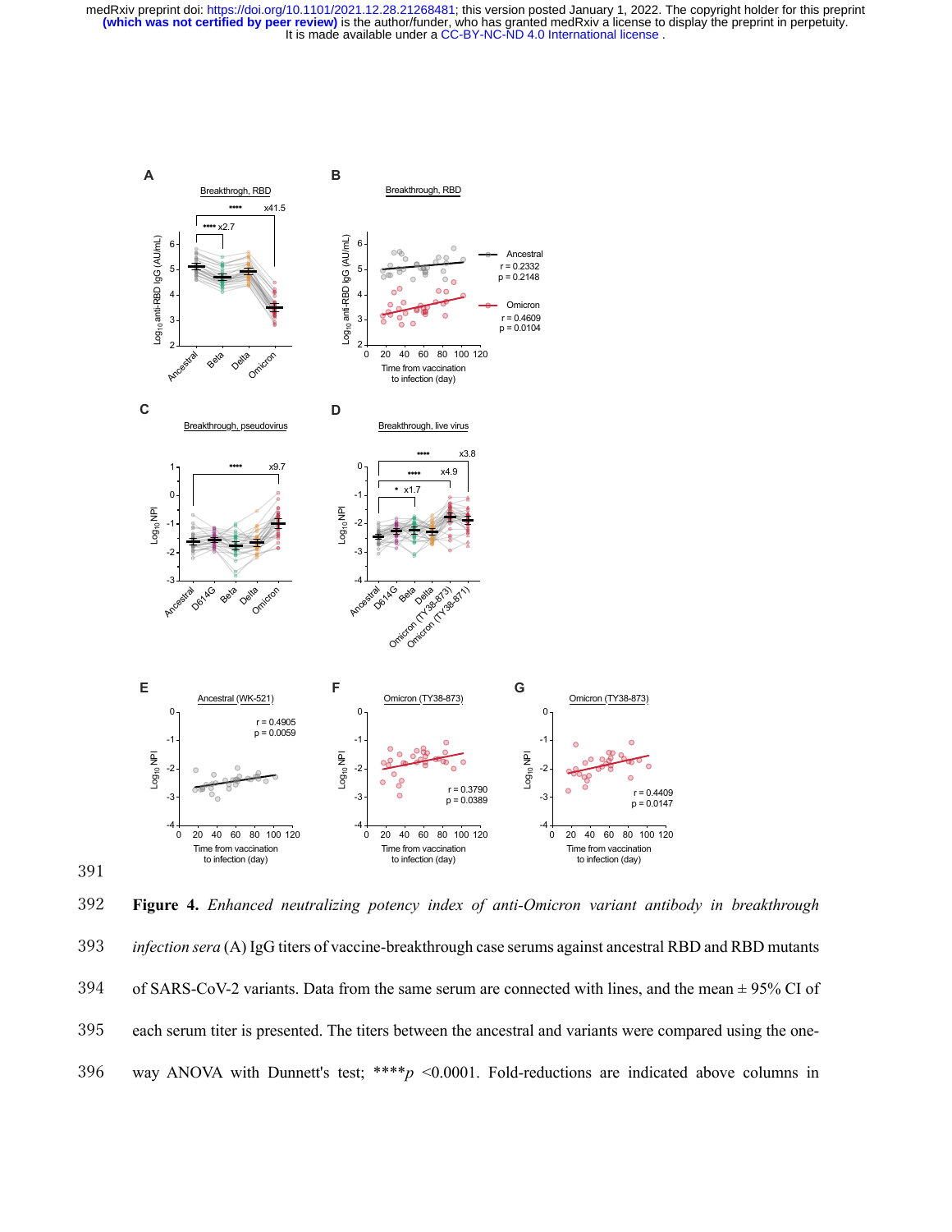**Figure 4.** *Enhanced neutralizing potency index of anti-Omicron variant antibody in breakthrough infection sera* (A) IgG titers of vaccine-breakthrough case serums against ancestral RBD and RBD mutants of SARS-CoV-2 variants. Data from the same serum are connected with lines, and the mean ± 95% CI of each serum titer is presented. The titers between the ancestral and variants were compared using the one-way ANOVA with Dunnett's test; ****$p$ <0.0001. Fold-reductions are indicated above columns in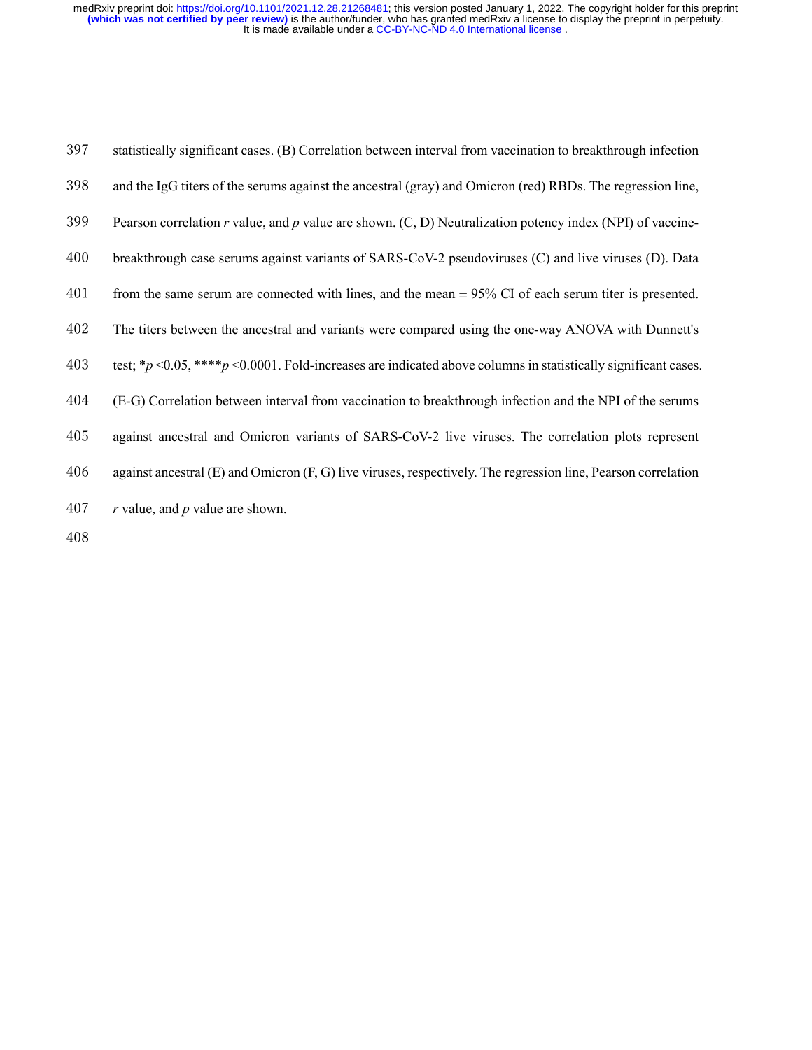statistically significant cases. (B) Correlation between interval from vaccination to breakthrough infection and the IgG titers of the serums against the ancestral (gray) and Omicron (red) RBDs. The regression line, Pearson correlation *r* value, and *p* value are shown. (C, D) Neutralization potency index (NPI) of vaccine-breakthrough case serums against variants of SARS-CoV-2 pseudoviruses (C) and live viruses (D). Data from the same serum are connected with lines, and the mean ± 95% CI of each serum titer is presented. The titers between the ancestral and variants were compared using the one-way ANOVA with Dunnett's test; $*p < 0.05$, $****p < 0.0001$. Fold-increases are indicated above columns in statistically significant cases. (E-G) Correlation between interval from vaccination to breakthrough infection and the NPI of the serums against ancestral and Omicron variants of SARS-CoV-2 live viruses. The correlation plots represent against ancestral (E) and Omicron (F, G) live viruses, respectively. The regression line, Pearson correlation *r* value, and *p* value are shown.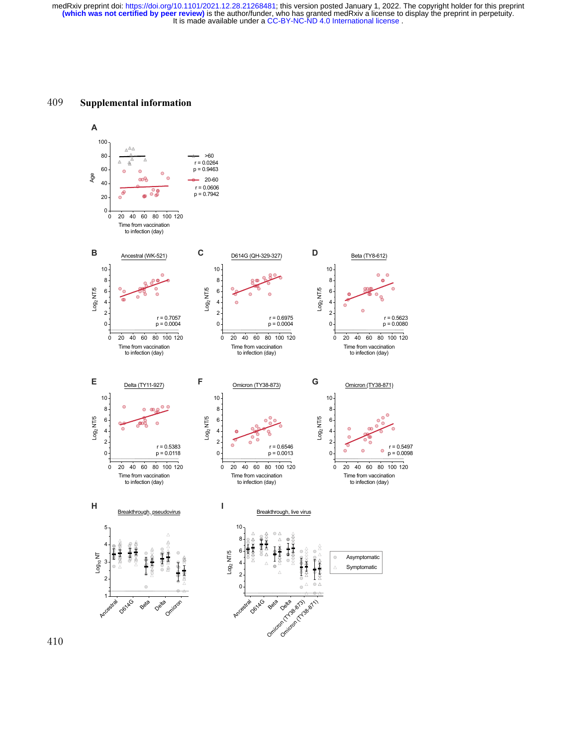# Supplemental information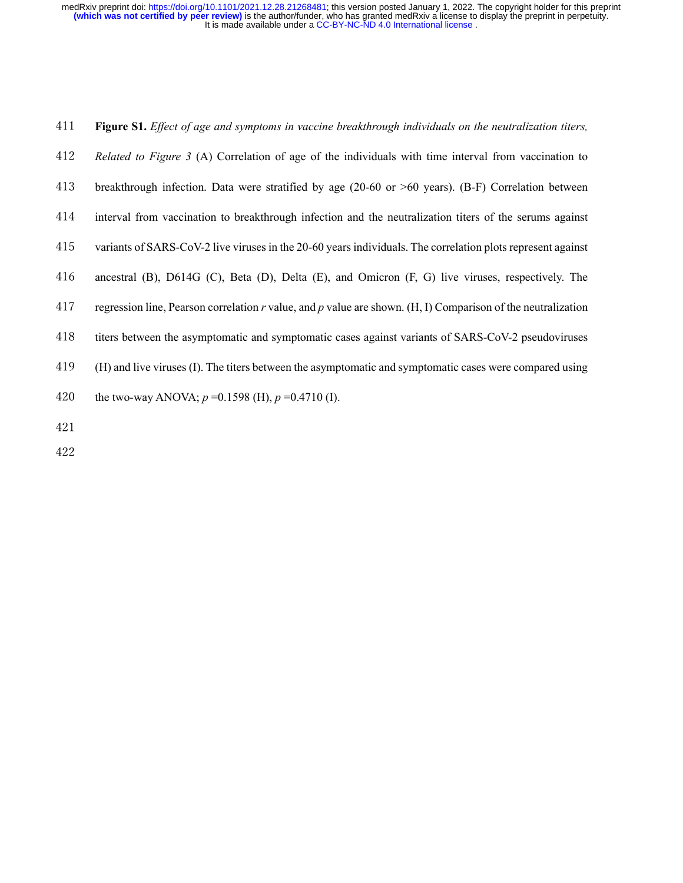**Figure S1.** *Effect of age and symptoms in vaccine breakthrough individuals on the neutralization titers, Related to Figure 3* (A) Correlation of age of the individuals with time interval from vaccination to breakthrough infection. Data were stratified by age (20-60 or >60 years). (B-F) Correlation between interval from vaccination to breakthrough infection and the neutralization titers of the serums against variants of SARS-CoV-2 live viruses in the 20-60 years individuals. The correlation plots represent against ancestral (B), D614G (C), Beta (D), Delta (E), and Omicron (F, G) live viruses, respectively. The regression line, Pearson correlation $r$ value, and $p$ value are shown. (H, I) Comparison of the neutralization titers between the asymptomatic and symptomatic cases against variants of SARS-CoV-2 pseudoviruses (H) and live viruses (I). The titers between the asymptomatic and symptomatic cases were compared using the two-way ANOVA; $p = 0.1598$ (H), $p = 0.4710$ (I).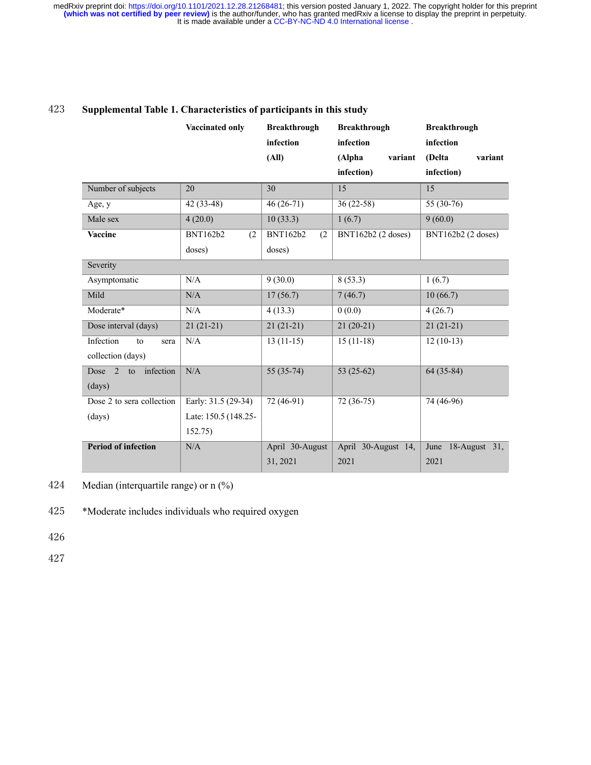**Supplemental Table 1. Characteristics of participants in this study**

| | Vaccinated only | Breakthrough infection (All) | Breakthrough infection (Alpha variant infection) | Breakthrough infection (Delta variant infection) |
|---|---|---|---|---|
| Number of subjects | 20 | 30 | 15 | 15 |
| Age, y | 42 (33-48) | 46 (26-71) | 36 (22-58) | 55 (30-76) |
| Male sex | 4 (20.0) | 10 (33.3) | 1 (6.7) | 9 (60.0) |
| **Vaccine** | BNT162b2 (2 doses) | BNT162b2 (2 doses) | BNT162b2 (2 doses) | BNT162b2 (2 doses) |
| Severity | | | | |
| Asymptomatic | N/A | 9 (30.0) | 8 (53.3) | 1 (6.7) |
| Mild | N/A | 17 (56.7) | 7 (46.7) | 10 (66.7) |
| Moderate* | N/A | 4 (13.3) | 0 (0.0) | 4 (26.7) |
| Dose interval (days) | 21 (21-21) | 21 (21-21) | 21 (20-21) | 21 (21-21) |
| Infection to sera collection (days) | N/A | 13 (11-15) | 15 (11-18) | 12 (10-13) |
| Dose 2 to infection (days) | N/A | 55 (35-74) | 53 (25-62) | 64 (35-84) |
| Dose 2 to sera collection (days) | Early: 31.5 (29-34)<br>Late: 150.5 (148.25-152.75) | 72 (46-91) | 72 (36-75) | 74 (46-96) |
| **Period of infection** | N/A | April 30-August 31, 2021 | April 30-August 14, 2021 | June 18-August 31, 2021 |

Median (interquartile range) or n (%)

*Moderate includes individuals who required oxygen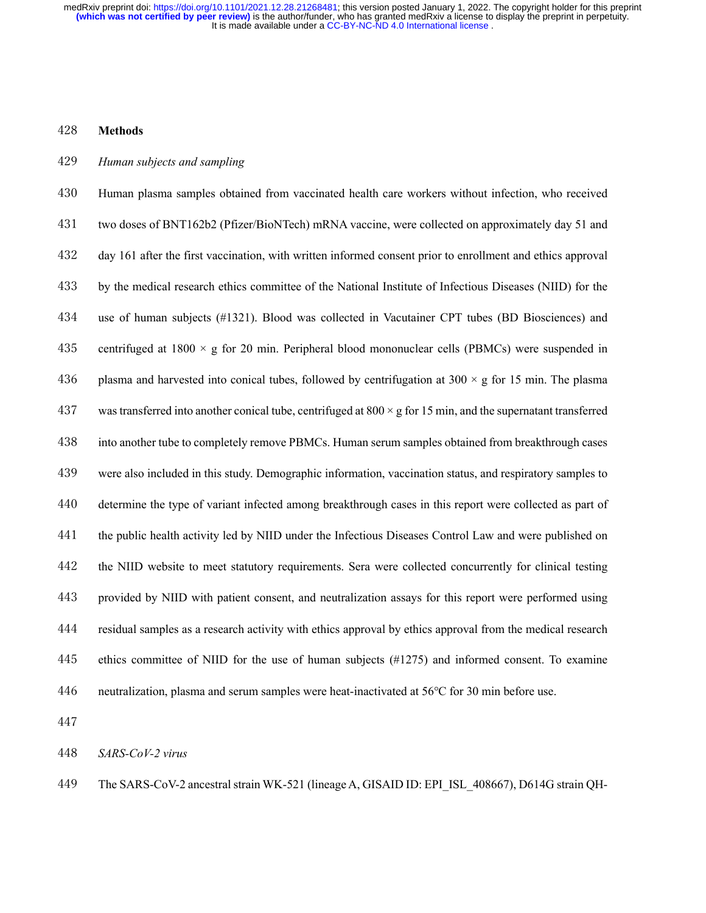## Methods

### *Human subjects and sampling*

Human plasma samples obtained from vaccinated health care workers without infection, who received two doses of BNT162b2 (Pfizer/BioNTech) mRNA vaccine, were collected on approximately day 51 and day 161 after the first vaccination, with written informed consent prior to enrollment and ethics approval by the medical research ethics committee of the National Institute of Infectious Diseases (NIID) for the use of human subjects (#1321). Blood was collected in Vacutainer CPT tubes (BD Biosciences) and centrifuged at 1800 × g for 20 min. Peripheral blood mononuclear cells (PBMCs) were suspended in plasma and harvested into conical tubes, followed by centrifugation at 300 × g for 15 min. The plasma was transferred into another conical tube, centrifuged at 800 × g for 15 min, and the supernatant transferred into another tube to completely remove PBMCs. Human serum samples obtained from breakthrough cases were also included in this study. Demographic information, vaccination status, and respiratory samples to determine the type of variant infected among breakthrough cases in this report were collected as part of the public health activity led by NIID under the Infectious Diseases Control Law and were published on the NIID website to meet statutory requirements. Sera were collected concurrently for clinical testing provided by NIID with patient consent, and neutralization assays for this report were performed using residual samples as a research activity with ethics approval by ethics approval from the medical research ethics committee of NIID for the use of human subjects (#1275) and informed consent. To examine neutralization, plasma and serum samples were heat-inactivated at 56℃ for 30 min before use.

### *SARS-CoV-2 virus*

The SARS-CoV-2 ancestral strain WK-521 (lineage A, GISAID ID: EPI_ISL_408667), D614G strain QH-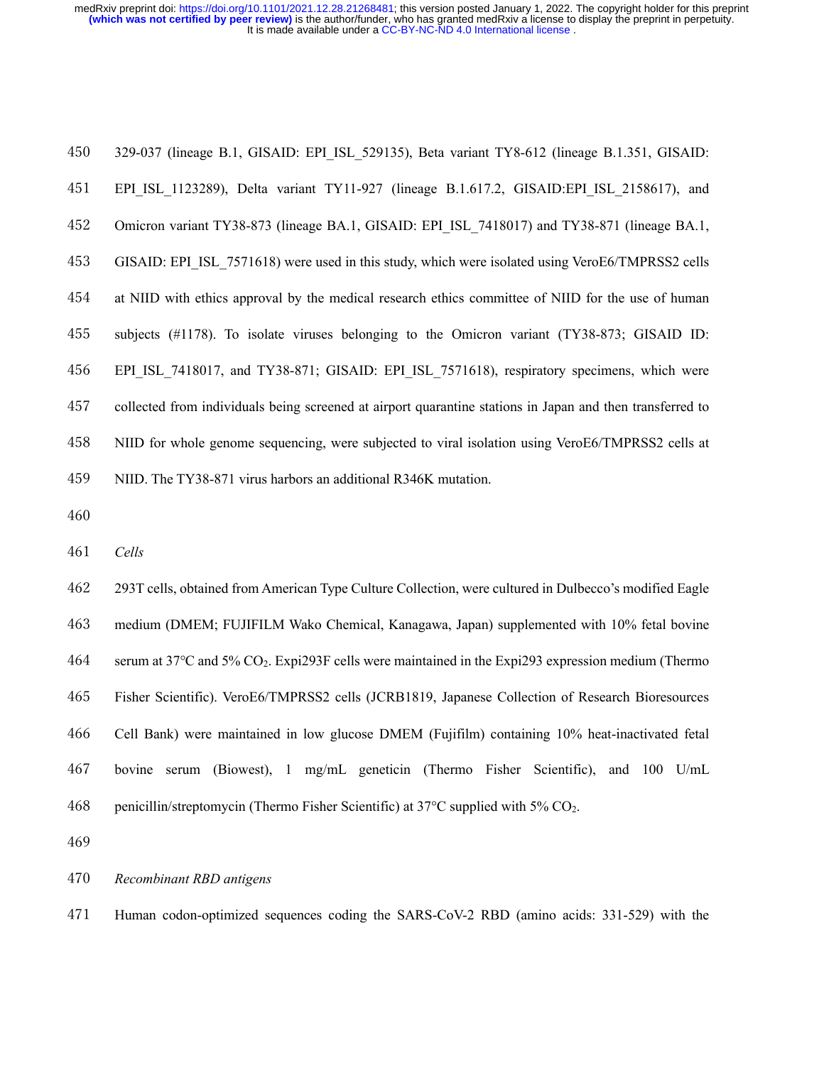329-037 (lineage B.1, GISAID: EPI_ISL_529135), Beta variant TY8-612 (lineage B.1.351, GISAID: EPI_ISL_1123289), Delta variant TY11-927 (lineage B.1.617.2, GISAID:EPI_ISL_2158617), and Omicron variant TY38-873 (lineage BA.1, GISAID: EPI_ISL_7418017) and TY38-871 (lineage BA.1, GISAID: EPI_ISL_7571618) were used in this study, which were isolated using VeroE6/TMPRSS2 cells at NIID with ethics approval by the medical research ethics committee of NIID for the use of human subjects (#1178). To isolate viruses belonging to the Omicron variant (TY38-873; GISAID ID: EPI_ISL_7418017, and TY38-871; GISAID: EPI_ISL_7571618), respiratory specimens, which were collected from individuals being screened at airport quarantine stations in Japan and then transferred to NIID for whole genome sequencing, were subjected to viral isolation using VeroE6/TMPRSS2 cells at NIID. The TY38-871 virus harbors an additional R346K mutation.

*Cells*

293T cells, obtained from American Type Culture Collection, were cultured in Dulbecco's modified Eagle medium (DMEM; FUJIFILM Wako Chemical, Kanagawa, Japan) supplemented with 10% fetal bovine serum at 37°C and 5% $CO_2$. Expi293F cells were maintained in the Expi293 expression medium (Thermo Fisher Scientific). VeroE6/TMPRSS2 cells (JCRB1819, Japanese Collection of Research Bioresources Cell Bank) were maintained in low glucose DMEM (Fujifilm) containing 10% heat-inactivated fetal bovine serum (Biowest), 1 mg/mL geneticin (Thermo Fisher Scientific), and 100 U/mL penicillin/streptomycin (Thermo Fisher Scientific) at 37°C supplied with 5% $CO_2$.

*Recombinant RBD antigens*

Human codon-optimized sequences coding the SARS-CoV-2 RBD (amino acids: 331-529) with the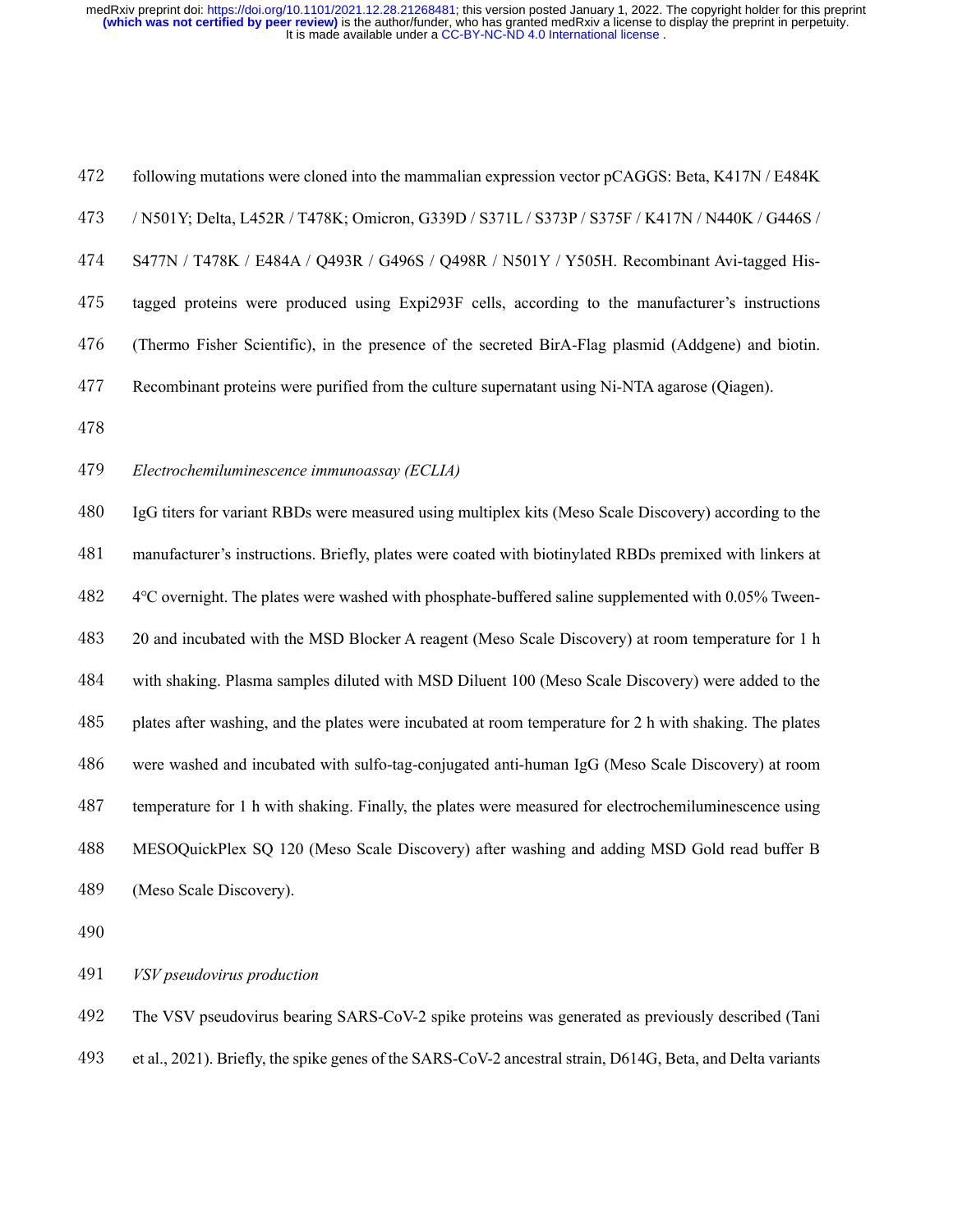following mutations were cloned into the mammalian expression vector pCAGGS: Beta, K417N / E484K / N501Y; Delta, L452R / T478K; Omicron, G339D / S371L / S373P / S375F / K417N / N440K / G446S / S477N / T478K / E484A / Q493R / G496S / Q498R / N501Y / Y505H. Recombinant Avi-tagged His-tagged proteins were produced using Expi293F cells, according to the manufacturer's instructions (Thermo Fisher Scientific), in the presence of the secreted BirA-Flag plasmid (Addgene) and biotin. Recombinant proteins were purified from the culture supernatant using Ni-NTA agarose (Qiagen).

*Electrochemiluminescence immunoassay (ECLIA)*

IgG titers for variant RBDs were measured using multiplex kits (Meso Scale Discovery) according to the manufacturer's instructions. Briefly, plates were coated with biotinylated RBDs premixed with linkers at 4°C overnight. The plates were washed with phosphate-buffered saline supplemented with 0.05% Tween-20 and incubated with the MSD Blocker A reagent (Meso Scale Discovery) at room temperature for 1 h with shaking. Plasma samples diluted with MSD Diluent 100 (Meso Scale Discovery) were added to the plates after washing, and the plates were incubated at room temperature for 2 h with shaking. The plates were washed and incubated with sulfo-tag-conjugated anti-human IgG (Meso Scale Discovery) at room temperature for 1 h with shaking. Finally, the plates were measured for electrochemiluminescence using MESOQuickPlex SQ 120 (Meso Scale Discovery) after washing and adding MSD Gold read buffer B (Meso Scale Discovery).

*VSV pseudovirus production*

The VSV pseudovirus bearing SARS-CoV-2 spike proteins was generated as previously described (Tani et al., 2021). Briefly, the spike genes of the SARS-CoV-2 ancestral strain, D614G, Beta, and Delta variants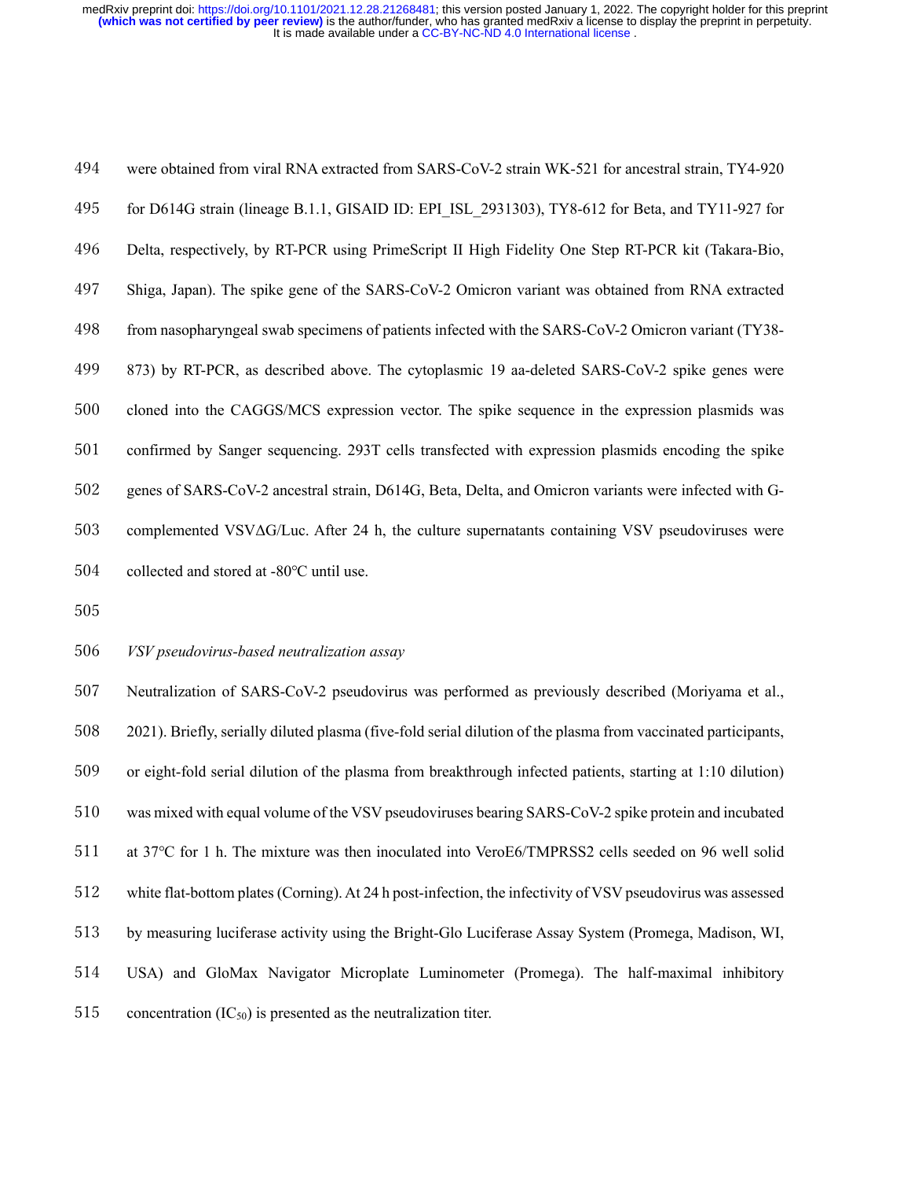were obtained from viral RNA extracted from SARS-CoV-2 strain WK-521 for ancestral strain, TY4-920 for D614G strain (lineage B.1.1, GISAID ID: EPI_ISL_2931303), TY8-612 for Beta, and TY11-927 for Delta, respectively, by RT-PCR using PrimeScript II High Fidelity One Step RT-PCR kit (Takara-Bio, Shiga, Japan). The spike gene of the SARS-CoV-2 Omicron variant was obtained from RNA extracted from nasopharyngeal swab specimens of patients infected with the SARS-CoV-2 Omicron variant (TY38-873) by RT-PCR, as described above. The cytoplasmic 19 aa-deleted SARS-CoV-2 spike genes were cloned into the CAGGS/MCS expression vector. The spike sequence in the expression plasmids was confirmed by Sanger sequencing. 293T cells transfected with expression plasmids encoding the spike genes of SARS-CoV-2 ancestral strain, D614G, Beta, Delta, and Omicron variants were infected with G-complemented VSVΔG/Luc. After 24 h, the culture supernatants containing VSV pseudoviruses were collected and stored at -80°C until use.

*VSV pseudovirus-based neutralization assay*

Neutralization of SARS-CoV-2 pseudovirus was performed as previously described (Moriyama et al., 2021). Briefly, serially diluted plasma (five-fold serial dilution of the plasma from vaccinated participants, or eight-fold serial dilution of the plasma from breakthrough infected patients, starting at 1:10 dilution) was mixed with equal volume of the VSV pseudoviruses bearing SARS-CoV-2 spike protein and incubated at 37°C for 1 h. The mixture was then inoculated into VeroE6/TMPRSS2 cells seeded on 96 well solid white flat-bottom plates (Corning). At 24 h post-infection, the infectivity of VSV pseudovirus was assessed by measuring luciferase activity using the Bright-Glo Luciferase Assay System (Promega, Madison, WI, USA) and GloMax Navigator Microplate Luminometer (Promega). The half-maximal inhibitory concentration ($IC_{50}$) is presented as the neutralization titer.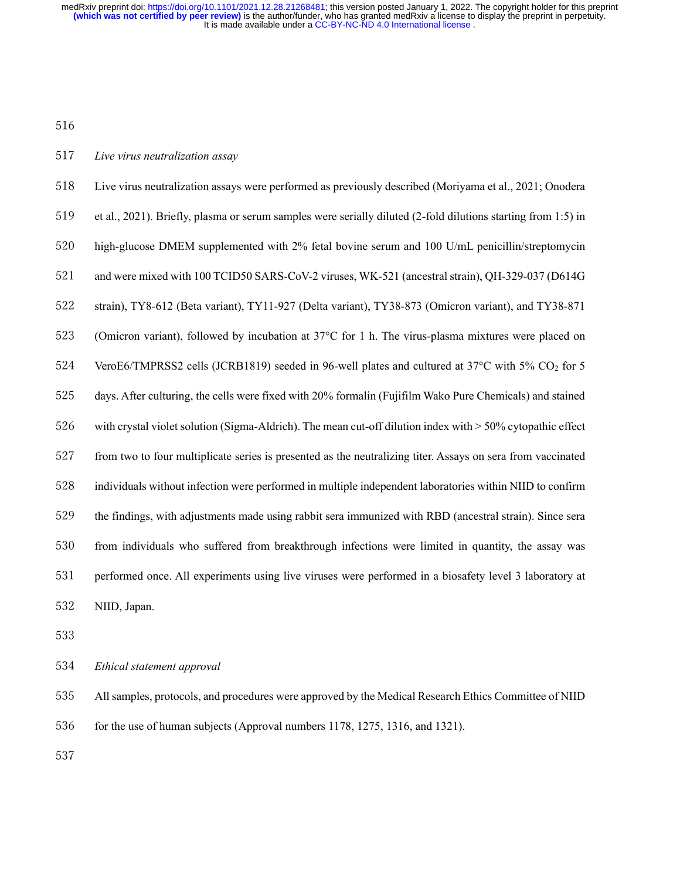*Live virus neutralization assay*

Live virus neutralization assays were performed as previously described (Moriyama et al., 2021; Onodera et al., 2021). Briefly, plasma or serum samples were serially diluted (2-fold dilutions starting from 1:5) in high-glucose DMEM supplemented with 2% fetal bovine serum and 100 U/mL penicillin/streptomycin and were mixed with 100 TCID50 SARS-CoV-2 viruses, WK-521 (ancestral strain), QH-329-037 (D614G strain), TY8-612 (Beta variant), TY11-927 (Delta variant), TY38-873 (Omicron variant), and TY38-871 (Omicron variant), followed by incubation at 37°C for 1 h. The virus-plasma mixtures were placed on VeroE6/TMPRSS2 cells (JCRB1819) seeded in 96-well plates and cultured at 37°C with 5% $CO_2$ for 5 days. After culturing, the cells were fixed with 20% formalin (Fujifilm Wako Pure Chemicals) and stained with crystal violet solution (Sigma-Aldrich). The mean cut-off dilution index with > 50% cytopathic effect from two to four multiplicate series is presented as the neutralizing titer. Assays on sera from vaccinated individuals without infection were performed in multiple independent laboratories within NIID to confirm the findings, with adjustments made using rabbit sera immunized with RBD (ancestral strain). Since sera from individuals who suffered from breakthrough infections were limited in quantity, the assay was performed once. All experiments using live viruses were performed in a biosafety level 3 laboratory at NIID, Japan.

*Ethical statement approval*

All samples, protocols, and procedures were approved by the Medical Research Ethics Committee of NIID for the use of human subjects (Approval numbers 1178, 1275, 1316, and 1321).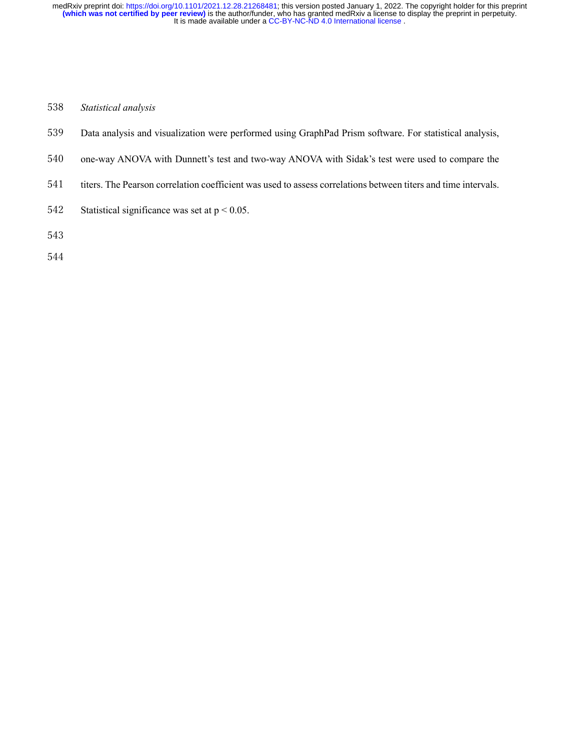*Statistical analysis*

Data analysis and visualization were performed using GraphPad Prism software. For statistical analysis, one-way ANOVA with Dunnett's test and two-way ANOVA with Sidak's test were used to compare the titers. The Pearson correlation coefficient was used to assess correlations between titers and time intervals. Statistical significance was set at $p < 0.05$.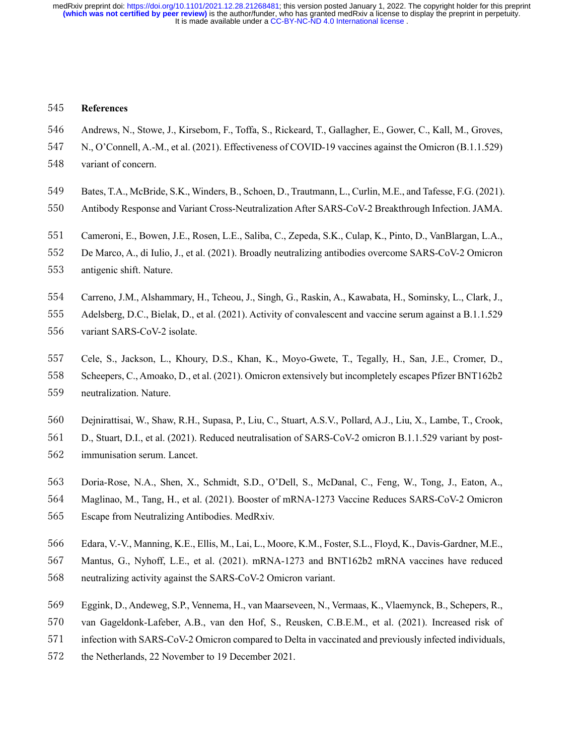## References

Andrews, N., Stowe, J., Kirsebom, F., Toffa, S., Rickeard, T., Gallagher, E., Gower, C., Kall, M., Groves, N., O'Connell, A.-M., et al. (2021). Effectiveness of COVID-19 vaccines against the Omicron (B.1.1.529) variant of concern.

Bates, T.A., McBride, S.K., Winders, B., Schoen, D., Trautmann, L., Curlin, M.E., and Tafesse, F.G. (2021). Antibody Response and Variant Cross-Neutralization After SARS-CoV-2 Breakthrough Infection. JAMA.

Cameroni, E., Bowen, J.E., Rosen, L.E., Saliba, C., Zepeda, S.K., Culap, K., Pinto, D., VanBlargan, L.A., De Marco, A., di Iulio, J., et al. (2021). Broadly neutralizing antibodies overcome SARS-CoV-2 Omicron antigenic shift. Nature.

Carreno, J.M., Alshammary, H., Tcheou, J., Singh, G., Raskin, A., Kawabata, H., Sominsky, L., Clark, J., Adelsberg, D.C., Bielak, D., et al. (2021). Activity of convalescent and vaccine serum against a B.1.1.529 variant SARS-CoV-2 isolate.

Cele, S., Jackson, L., Khoury, D.S., Khan, K., Moyo-Gwete, T., Tegally, H., San, J.E., Cromer, D., Scheepers, C., Amoako, D., et al. (2021). Omicron extensively but incompletely escapes Pfizer BNT162b2 neutralization. Nature.

Dejnirattisai, W., Shaw, R.H., Supasa, P., Liu, C., Stuart, A.S.V., Pollard, A.J., Liu, X., Lambe, T., Crook, D., Stuart, D.I., et al. (2021). Reduced neutralisation of SARS-CoV-2 omicron B.1.1.529 variant by post-immunisation serum. Lancet.

Doria-Rose, N.A., Shen, X., Schmidt, S.D., O'Dell, S., McDanal, C., Feng, W., Tong, J., Eaton, A., Maglinao, M., Tang, H., et al. (2021). Booster of mRNA-1273 Vaccine Reduces SARS-CoV-2 Omicron Escape from Neutralizing Antibodies. MedRxiv.

Edara, V.-V., Manning, K.E., Ellis, M., Lai, L., Moore, K.M., Foster, S.L., Floyd, K., Davis-Gardner, M.E., Mantus, G., Nyhoff, L.E., et al. (2021). mRNA-1273 and BNT162b2 mRNA vaccines have reduced neutralizing activity against the SARS-CoV-2 Omicron variant.

Eggink, D., Andeweg, S.P., Vennema, H., van Maarseveen, N., Vermaas, K., Vlaemynck, B., Schepers, R., van Gageldonk-Lafeber, A.B., van den Hof, S., Reusken, C.B.E.M., et al. (2021). Increased risk of infection with SARS-CoV-2 Omicron compared to Delta in vaccinated and previously infected individuals, the Netherlands, 22 November to 19 December 2021.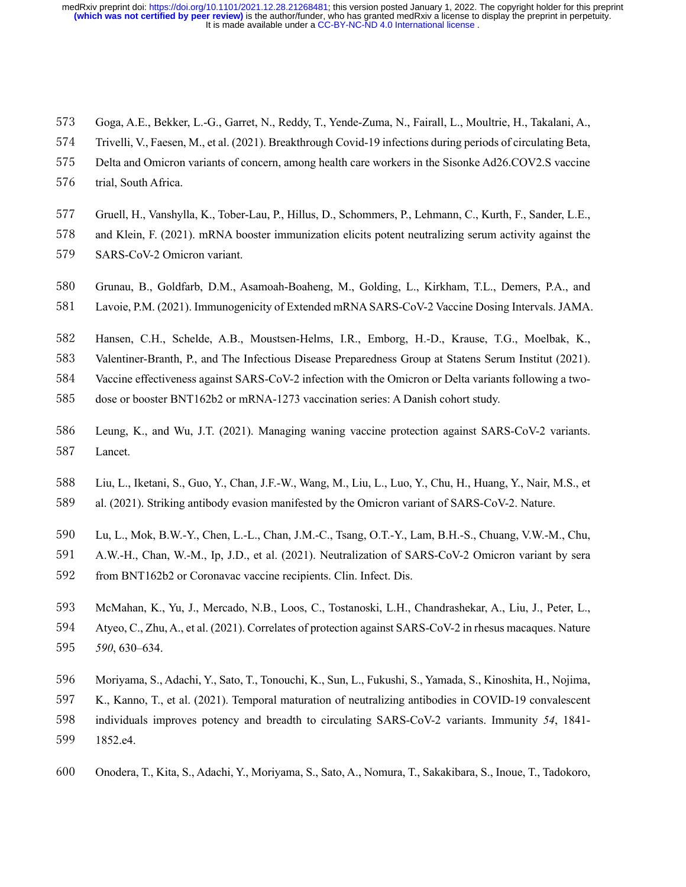Goga, A.E., Bekker, L.-G., Garret, N., Reddy, T., Yende-Zuma, N., Fairall, L., Moultrie, H., Takalani, A., Trivelli, V., Faesen, M., et al. (2021). Breakthrough Covid-19 infections during periods of circulating Beta, Delta and Omicron variants of concern, among health care workers in the Sisonke Ad26.COV2.S vaccine trial, South Africa.

Gruell, H., Vanshylla, K., Tober-Lau, P., Hillus, D., Schommers, P., Lehmann, C., Kurth, F., Sander, L.E., and Klein, F. (2021). mRNA booster immunization elicits potent neutralizing serum activity against the SARS-CoV-2 Omicron variant.

Grunau, B., Goldfarb, D.M., Asamoah-Boaheng, M., Golding, L., Kirkham, T.L., Demers, P.A., and Lavoie, P.M. (2021). Immunogenicity of Extended mRNA SARS-CoV-2 Vaccine Dosing Intervals. JAMA.

Hansen, C.H., Schelde, A.B., Moustsen-Helms, I.R., Emborg, H.-D., Krause, T.G., Moelbak, K., Valentiner-Branth, P., and The Infectious Disease Preparedness Group at Statens Serum Institut (2021). Vaccine effectiveness against SARS-CoV-2 infection with the Omicron or Delta variants following a two-dose or booster BNT162b2 or mRNA-1273 vaccination series: A Danish cohort study.

Leung, K., and Wu, J.T. (2021). Managing waning vaccine protection against SARS-CoV-2 variants. Lancet.

Liu, L., Iketani, S., Guo, Y., Chan, J.F.-W., Wang, M., Liu, L., Luo, Y., Chu, H., Huang, Y., Nair, M.S., et al. (2021). Striking antibody evasion manifested by the Omicron variant of SARS-CoV-2. Nature.

Lu, L., Mok, B.W.-Y., Chen, L.-L., Chan, J.M.-C., Tsang, O.T.-Y., Lam, B.H.-S., Chuang, V.W.-M., Chu, A.W.-H., Chan, W.-M., Ip, J.D., et al. (2021). Neutralization of SARS-CoV-2 Omicron variant by sera from BNT162b2 or Coronavac vaccine recipients. Clin. Infect. Dis.

McMahan, K., Yu, J., Mercado, N.B., Loos, C., Tostanoski, L.H., Chandrashekar, A., Liu, J., Peter, L., Atyeo, C., Zhu, A., et al. (2021). Correlates of protection against SARS-CoV-2 in rhesus macaques. Nature *590*, 630–634.

Moriyama, S., Adachi, Y., Sato, T., Tonouchi, K., Sun, L., Fukushi, S., Yamada, S., Kinoshita, H., Nojima, K., Kanno, T., et al. (2021). Temporal maturation of neutralizing antibodies in COVID-19 convalescent individuals improves potency and breadth to circulating SARS-CoV-2 variants. Immunity *54*, 1841-1852.e4.

Onodera, T., Kita, S., Adachi, Y., Moriyama, S., Sato, A., Nomura, T., Sakakibara, S., Inoue, T., Tadokoro,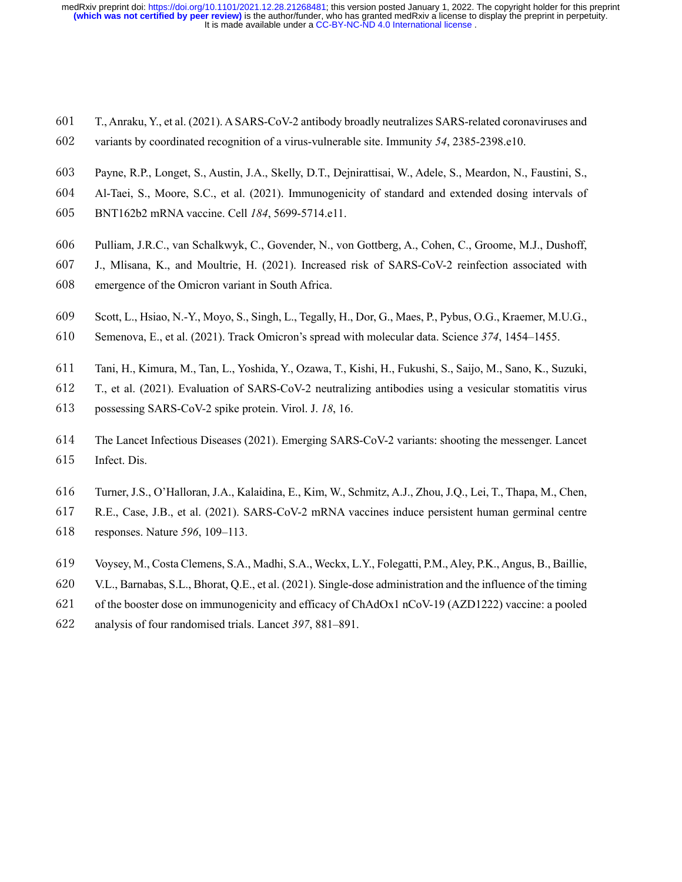T., Anraku, Y., et al. (2021). A SARS-CoV-2 antibody broadly neutralizes SARS-related coronaviruses and variants by coordinated recognition of a virus-vulnerable site. Immunity *54*, 2385-2398.e10.

Payne, R.P., Longet, S., Austin, J.A., Skelly, D.T., Dejnirattisai, W., Adele, S., Meardon, N., Faustini, S., Al-Taei, S., Moore, S.C., et al. (2021). Immunogenicity of standard and extended dosing intervals of BNT162b2 mRNA vaccine. Cell *184*, 5699-5714.e11.

Pulliam, J.R.C., van Schalkwyk, C., Govender, N., von Gottberg, A., Cohen, C., Groome, M.J., Dushoff, J., Mlisana, K., and Moultrie, H. (2021). Increased risk of SARS-CoV-2 reinfection associated with emergence of the Omicron variant in South Africa.

Scott, L., Hsiao, N.-Y., Moyo, S., Singh, L., Tegally, H., Dor, G., Maes, P., Pybus, O.G., Kraemer, M.U.G., Semenova, E., et al. (2021). Track Omicron's spread with molecular data. Science *374*, 1454–1455.

Tani, H., Kimura, M., Tan, L., Yoshida, Y., Ozawa, T., Kishi, H., Fukushi, S., Saijo, M., Sano, K., Suzuki, T., et al. (2021). Evaluation of SARS-CoV-2 neutralizing antibodies using a vesicular stomatitis virus possessing SARS-CoV-2 spike protein. Virol. J. *18*, 16.

The Lancet Infectious Diseases (2021). Emerging SARS-CoV-2 variants: shooting the messenger. Lancet Infect. Dis.

Turner, J.S., O'Halloran, J.A., Kalaidina, E., Kim, W., Schmitz, A.J., Zhou, J.Q., Lei, T., Thapa, M., Chen, R.E., Case, J.B., et al. (2021). SARS-CoV-2 mRNA vaccines induce persistent human germinal centre responses. Nature *596*, 109–113.

Voysey, M., Costa Clemens, S.A., Madhi, S.A., Weckx, L.Y., Folegatti, P.M., Aley, P.K., Angus, B., Baillie, V.L., Barnabas, S.L., Bhorat, Q.E., et al. (2021). Single-dose administration and the influence of the timing of the booster dose on immunogenicity and efficacy of ChAdOx1 nCoV-19 (AZD1222) vaccine: a pooled analysis of four randomised trials. Lancet *397*, 881–891.